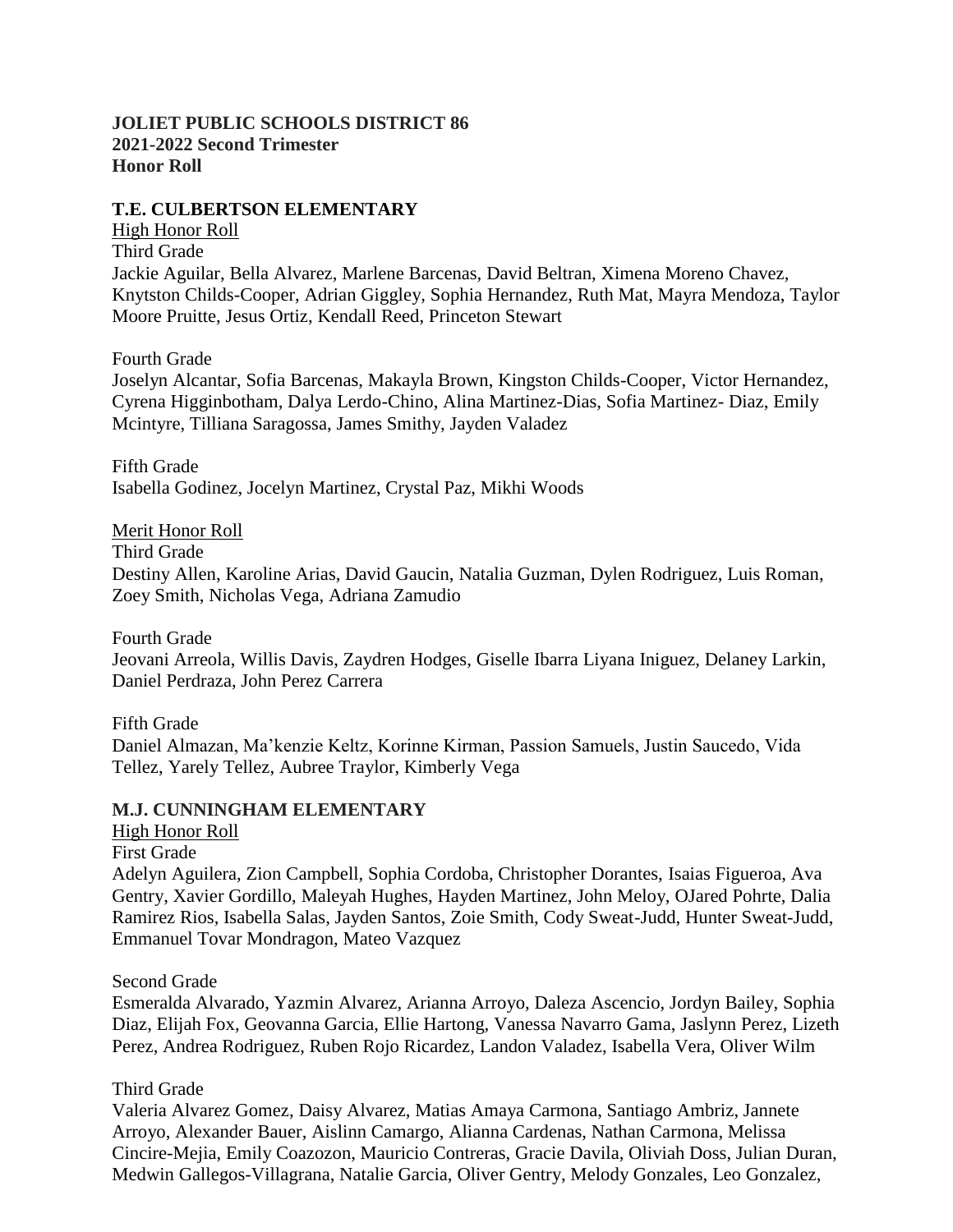**JOLIET PUBLIC SCHOOLS DISTRICT 86**
**2021-2022 Second Trimester**
**Honor Roll**

**T.E. CULBERTSON ELEMENTARY**

High Honor Roll

Third Grade

Jackie Aguilar, Bella Alvarez, Marlene Barcenas, David Beltran, Ximena Moreno Chavez, Knytston Childs-Cooper, Adrian Giggley, Sophia Hernandez, Ruth Mat, Mayra Mendoza, Taylor Moore Pruitte, Jesus Ortiz, Kendall Reed, Princeton Stewart

Fourth Grade

Joselyn Alcantar, Sofia Barcenas, Makayla Brown, Kingston Childs-Cooper, Victor Hernandez, Cyrena Higginbotham, Dalya Lerdo-Chino, Alina Martinez-Dias, Sofia Martinez- Diaz, Emily Mcintyre, Tilliana Saragossa, James Smithy, Jayden Valadez

Fifth Grade

Isabella Godinez, Jocelyn Martinez, Crystal Paz, Mikhi Woods

Merit Honor Roll

Third Grade

Destiny Allen, Karoline Arias, David Gaucin, Natalia Guzman, Dylen Rodriguez, Luis Roman, Zoey Smith, Nicholas Vega, Adriana Zamudio

Fourth Grade

Jeovani Arreola, Willis Davis, Zaydren Hodges, Giselle Ibarra Liyana Iniguez, Delaney Larkin, Daniel Perdraza, John Perez Carrera

Fifth Grade

Daniel Almazan, Ma'kenzie Keltz, Korinne Kirman, Passion Samuels, Justin Saucedo, Vida Tellez, Yarely Tellez, Aubree Traylor, Kimberly Vega

**M.J. CUNNINGHAM ELEMENTARY**

High Honor Roll

First Grade

Adelyn Aguilera, Zion Campbell, Sophia Cordoba, Christopher Dorantes, Isaias Figueroa, Ava Gentry, Xavier Gordillo, Maleyah Hughes, Hayden Martinez, John Meloy, OJared Pohrte, Dalia Ramirez Rios, Isabella Salas, Jayden Santos, Zoie Smith, Cody Sweat-Judd, Hunter Sweat-Judd, Emmanuel Tovar Mondragon, Mateo Vazquez

Second Grade

Esmeralda Alvarado, Yazmin Alvarez, Arianna Arroyo, Daleza Ascencio, Jordyn Bailey, Sophia Diaz, Elijah Fox, Geovanna Garcia, Ellie Hartong, Vanessa Navarro Gama, Jaslynn Perez, Lizeth Perez, Andrea Rodriguez, Ruben Rojo Ricardez, Landon Valadez, Isabella Vera, Oliver Wilm

Third Grade

Valeria Alvarez Gomez, Daisy Alvarez, Matias Amaya Carmona, Santiago Ambriz, Jannete Arroyo, Alexander Bauer, Aislinn Camargo, Alianna Cardenas, Nathan Carmona, Melissa Cincire-Mejia, Emily Coazozon, Mauricio Contreras, Gracie Davila, Oliviah Doss, Julian Duran, Medwin Gallegos-Villagrana, Natalie Garcia, Oliver Gentry, Melody Gonzales, Leo Gonzalez,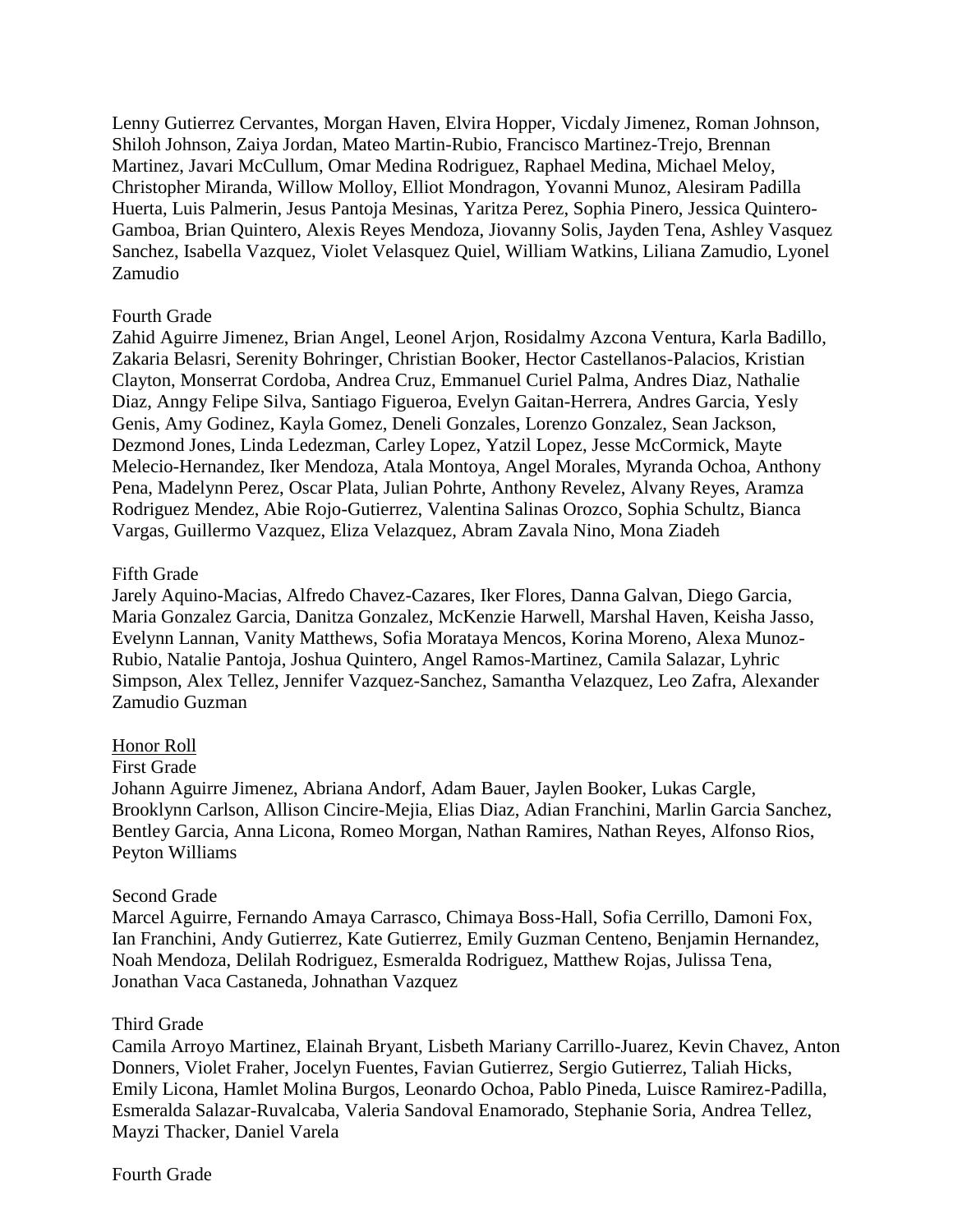Lenny Gutierrez Cervantes, Morgan Haven, Elvira Hopper, Vicdaly Jimenez, Roman Johnson, Shiloh Johnson, Zaiya Jordan, Mateo Martin-Rubio, Francisco Martinez-Trejo, Brennan Martinez, Javari McCullum, Omar Medina Rodriguez, Raphael Medina, Michael Meloy, Christopher Miranda, Willow Molloy, Elliot Mondragon, Yovanni Munoz, Alesiram Padilla Huerta, Luis Palmerin, Jesus Pantoja Mesinas, Yaritza Perez, Sophia Pinero, Jessica Quintero-Gamboa, Brian Quintero, Alexis Reyes Mendoza, Jiovanny Solis, Jayden Tena, Ashley Vasquez Sanchez, Isabella Vazquez, Violet Velasquez Quiel, William Watkins, Liliana Zamudio, Lyonel Zamudio

Fourth Grade
Zahid Aguirre Jimenez, Brian Angel, Leonel Arjon, Rosidalmy Azcona Ventura, Karla Badillo, Zakaria Belasri, Serenity Bohringer, Christian Booker, Hector Castellanos-Palacios, Kristian Clayton, Monserrat Cordoba, Andrea Cruz, Emmanuel Curiel Palma, Andres Diaz, Nathalie Diaz, Anngy Felipe Silva, Santiago Figueroa, Evelyn Gaitan-Herrera, Andres Garcia, Yesly Genis, Amy Godinez, Kayla Gomez, Deneli Gonzales, Lorenzo Gonzalez, Sean Jackson, Dezmond Jones, Linda Ledezman, Carley Lopez, Yatzil Lopez, Jesse McCormick, Mayte Melecio-Hernandez, Iker Mendoza, Atala Montoya, Angel Morales, Myranda Ochoa, Anthony Pena, Madelynn Perez, Oscar Plata, Julian Pohrte, Anthony Revelez, Alvany Reyes, Aramza Rodriguez Mendez, Abie Rojo-Gutierrez, Valentina Salinas Orozco, Sophia Schultz, Bianca Vargas, Guillermo Vazquez, Eliza Velazquez, Abram Zavala Nino, Mona Ziadeh

Fifth Grade
Jarely Aquino-Macias, Alfredo Chavez-Cazares, Iker Flores, Danna Galvan, Diego Garcia, Maria Gonzalez Garcia, Danitza Gonzalez, McKenzie Harwell, Marshal Haven, Keisha Jasso, Evelynn Lannan, Vanity Matthews, Sofia Morataya Mencos, Korina Moreno, Alexa Munoz-Rubio, Natalie Pantoja, Joshua Quintero, Angel Ramos-Martinez, Camila Salazar, Lyhric Simpson, Alex Tellez, Jennifer Vazquez-Sanchez, Samantha Velazquez, Leo Zafra, Alexander Zamudio Guzman

<u>Honor Roll</u>

First Grade
Johann Aguirre Jimenez, Abriana Andorf, Adam Bauer, Jaylen Booker, Lukas Cargle, Brooklynn Carlson, Allison Cincire-Mejia, Elias Diaz, Adian Franchini, Marlin Garcia Sanchez, Bentley Garcia, Anna Licona, Romeo Morgan, Nathan Ramires, Nathan Reyes, Alfonso Rios, Peyton Williams

Second Grade
Marcel Aguirre, Fernando Amaya Carrasco, Chimaya Boss-Hall, Sofia Cerrillo, Damoni Fox, Ian Franchini, Andy Gutierrez, Kate Gutierrez, Emily Guzman Centeno, Benjamin Hernandez, Noah Mendoza, Delilah Rodriguez, Esmeralda Rodriguez, Matthew Rojas, Julissa Tena, Jonathan Vaca Castaneda, Johnathan Vazquez

Third Grade
Camila Arroyo Martinez, Elainah Bryant, Lisbeth Mariany Carrillo-Juarez, Kevin Chavez, Anton Donners, Violet Fraher, Jocelyn Fuentes, Favian Gutierrez, Sergio Gutierrez, Taliah Hicks, Emily Licona, Hamlet Molina Burgos, Leonardo Ochoa, Pablo Pineda, Luisce Ramirez-Padilla, Esmeralda Salazar-Ruvalcaba, Valeria Sandoval Enamorado, Stephanie Soria, Andrea Tellez, Mayzi Thacker, Daniel Varela

Fourth Grade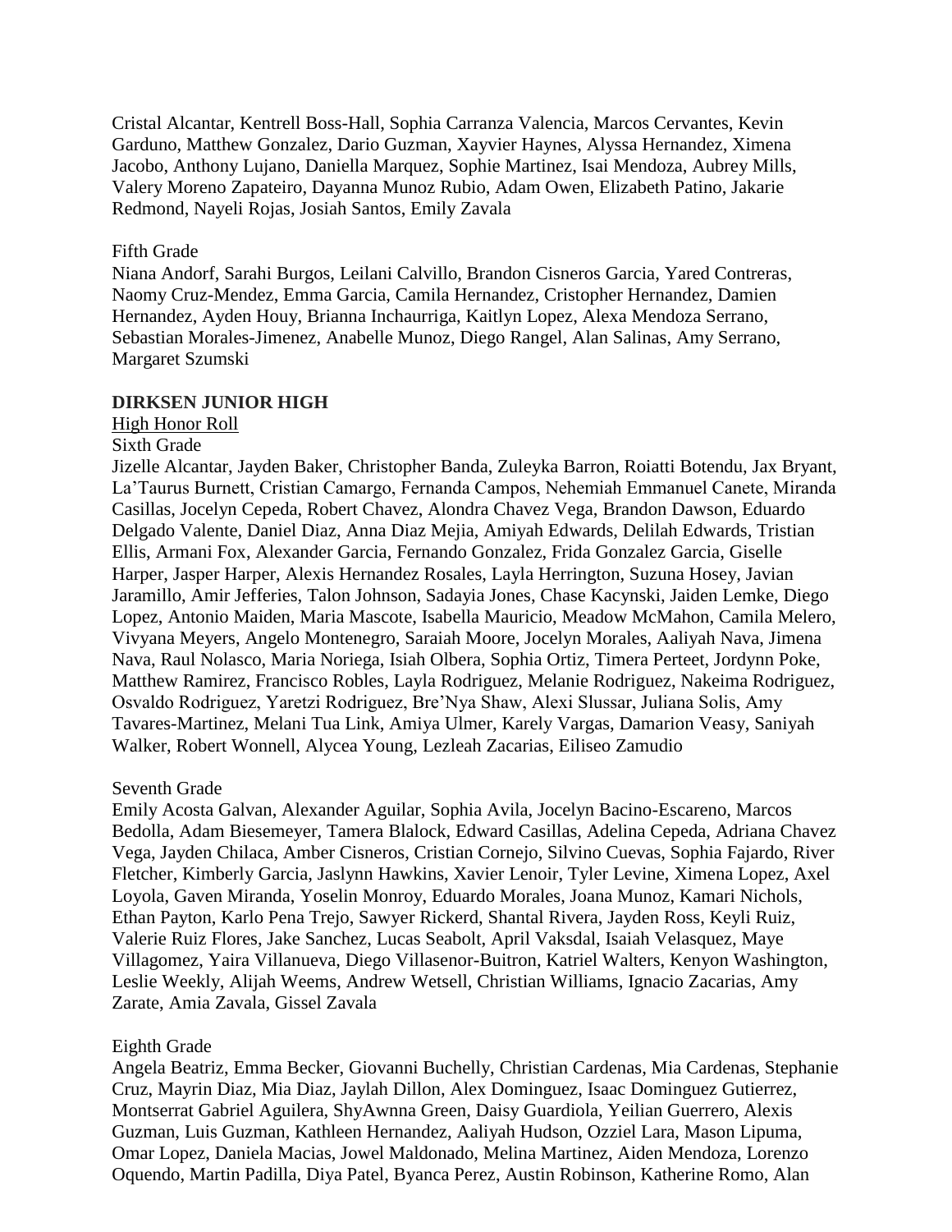Cristal Alcantar, Kentrell Boss-Hall, Sophia Carranza Valencia, Marcos Cervantes, Kevin Garduno, Matthew Gonzalez, Dario Guzman, Xayvier Haynes, Alyssa Hernandez, Ximena Jacobo, Anthony Lujano, Daniella Marquez, Sophie Martinez, Isai Mendoza, Aubrey Mills, Valery Moreno Zapateiro, Dayanna Munoz Rubio, Adam Owen, Elizabeth Patino, Jakarie Redmond, Nayeli Rojas, Josiah Santos, Emily Zavala

Fifth Grade
Niana Andorf, Sarahi Burgos, Leilani Calvillo, Brandon Cisneros Garcia, Yared Contreras, Naomy Cruz-Mendez, Emma Garcia, Camila Hernandez, Cristopher Hernandez, Damien Hernandez, Ayden Houy, Brianna Inchaurriga, Kaitlyn Lopez, Alexa Mendoza Serrano, Sebastian Morales-Jimenez, Anabelle Munoz, Diego Rangel, Alan Salinas, Amy Serrano, Margaret Szumski

**DIRKSEN JUNIOR HIGH**

High Honor Roll

Sixth Grade
Jizelle Alcantar, Jayden Baker, Christopher Banda, Zuleyka Barron, Roiatti Botendu, Jax Bryant, La'Taurus Burnett, Cristian Camargo, Fernanda Campos, Nehemiah Emmanuel Canete, Miranda Casillas, Jocelyn Cepeda, Robert Chavez, Alondra Chavez Vega, Brandon Dawson, Eduardo Delgado Valente, Daniel Diaz, Anna Diaz Mejia, Amiyah Edwards, Delilah Edwards, Tristian Ellis, Armani Fox, Alexander Garcia, Fernando Gonzalez, Frida Gonzalez Garcia, Giselle Harper, Jasper Harper, Alexis Hernandez Rosales, Layla Herrington, Suzuna Hosey, Javian Jaramillo, Amir Jefferies, Talon Johnson, Sadayia Jones, Chase Kacynski, Jaiden Lemke, Diego Lopez, Antonio Maiden, Maria Mascote, Isabella Mauricio, Meadow McMahon, Camila Melero, Vivyana Meyers, Angelo Montenegro, Saraiah Moore, Jocelyn Morales, Aaliyah Nava, Jimena Nava, Raul Nolasco, Maria Noriega, Isiah Olbera, Sophia Ortiz, Timera Perteet, Jordynn Poke, Matthew Ramirez, Francisco Robles, Layla Rodriguez, Melanie Rodriguez, Nakeima Rodriguez, Osvaldo Rodriguez, Yaretzi Rodriguez, Bre'Nya Shaw, Alexi Slussar, Juliana Solis, Amy Tavares-Martinez, Melani Tua Link, Amiya Ulmer, Karely Vargas, Damarion Veasy, Saniyah Walker, Robert Wonnell, Alycea Young, Lezleah Zacarias, Eiliseo Zamudio

Seventh Grade
Emily Acosta Galvan, Alexander Aguilar, Sophia Avila, Jocelyn Bacino-Escareno, Marcos Bedolla, Adam Biesemeyer, Tamera Blalock, Edward Casillas, Adelina Cepeda, Adriana Chavez Vega, Jayden Chilaca, Amber Cisneros, Cristian Cornejo, Silvino Cuevas, Sophia Fajardo, River Fletcher, Kimberly Garcia, Jaslynn Hawkins, Xavier Lenoir, Tyler Levine, Ximena Lopez, Axel Loyola, Gaven Miranda, Yoselin Monroy, Eduardo Morales, Joana Munoz, Kamari Nichols, Ethan Payton, Karlo Pena Trejo, Sawyer Rickerd, Shantal Rivera, Jayden Ross, Keyli Ruiz, Valerie Ruiz Flores, Jake Sanchez, Lucas Seabolt, April Vaksdal, Isaiah Velasquez, Maye Villagomez, Yaira Villanueva, Diego Villasenor-Buitron, Katriel Walters, Kenyon Washington, Leslie Weekly, Alijah Weems, Andrew Wetsell, Christian Williams, Ignacio Zacarias, Amy Zarate, Amia Zavala, Gissel Zavala

Eighth Grade
Angela Beatriz, Emma Becker, Giovanni Buchelly, Christian Cardenas, Mia Cardenas, Stephanie Cruz, Mayrin Diaz, Mia Diaz, Jaylah Dillon, Alex Dominguez, Isaac Dominguez Gutierrez, Montserrat Gabriel Aguilera, ShyAwnna Green, Daisy Guardiola, Yeilian Guerrero, Alexis Guzman, Luis Guzman, Kathleen Hernandez, Aaliyah Hudson, Ozziel Lara, Mason Lipuma, Omar Lopez, Daniela Macias, Jowel Maldonado, Melina Martinez, Aiden Mendoza, Lorenzo Oquendo, Martin Padilla, Diya Patel, Byanca Perez, Austin Robinson, Katherine Romo, Alan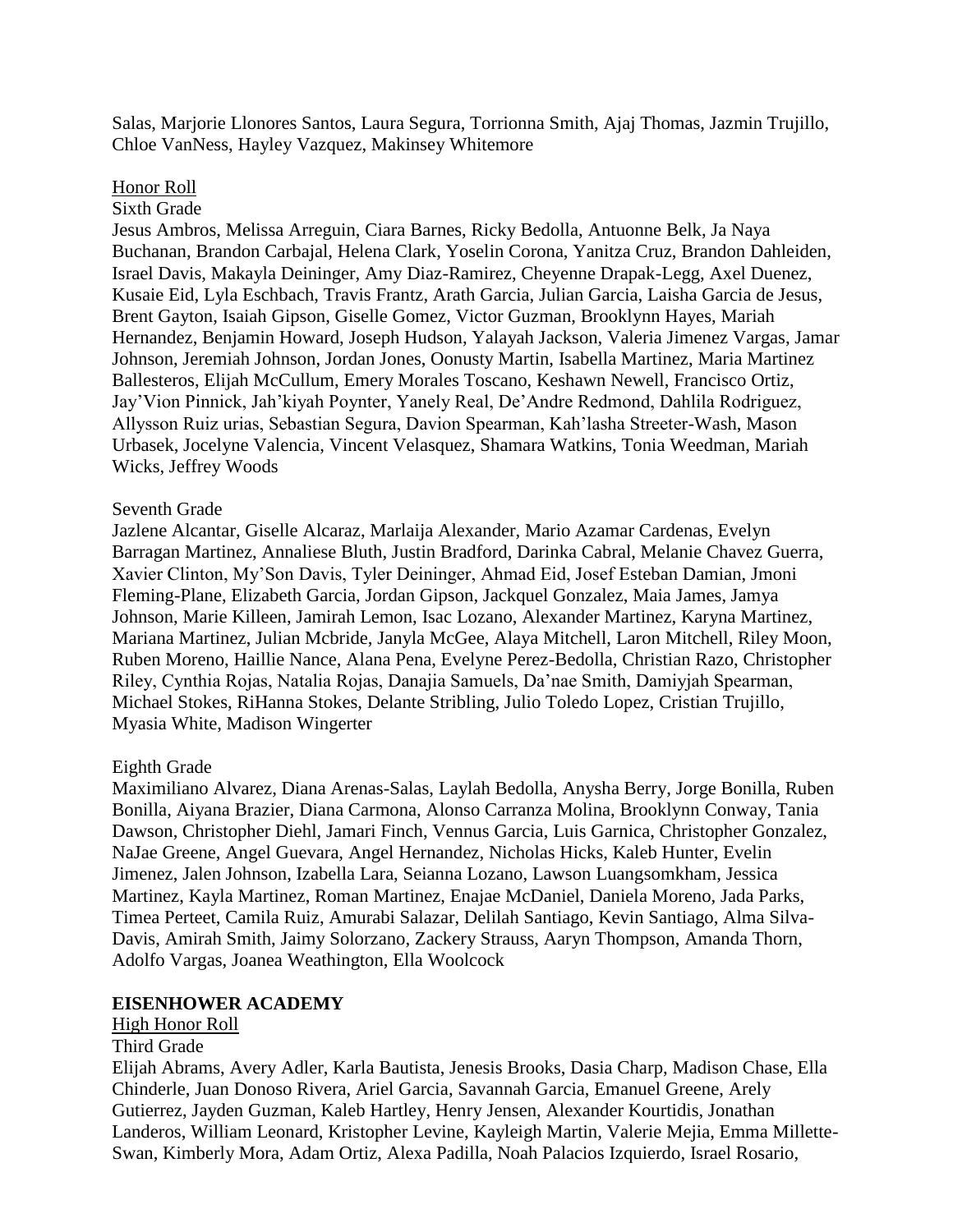Salas, Marjorie Llonores Santos, Laura Segura, Torrionna Smith, Ajaj Thomas, Jazmin Trujillo, Chloe VanNess, Hayley Vazquez, Makinsey Whitemore

Honor Roll

Sixth Grade

Jesus Ambros, Melissa Arreguin, Ciara Barnes, Ricky Bedolla, Antuonne Belk, Ja Naya Buchanan, Brandon Carbajal, Helena Clark, Yoselin Corona, Yanitza Cruz, Brandon Dahleiden, Israel Davis, Makayla Deininger, Amy Diaz-Ramirez, Cheyenne Drapak-Legg, Axel Duenez, Kusaie Eid, Lyla Eschbach, Travis Frantz, Arath Garcia, Julian Garcia, Laisha Garcia de Jesus, Brent Gayton, Isaiah Gipson, Giselle Gomez, Victor Guzman, Brooklynn Hayes, Mariah Hernandez, Benjamin Howard, Joseph Hudson, Yalayah Jackson, Valeria Jimenez Vargas, Jamar Johnson, Jeremiah Johnson, Jordan Jones, Oonusty Martin, Isabella Martinez, Maria Martinez Ballesteros, Elijah McCullum, Emery Morales Toscano, Keshawn Newell, Francisco Ortiz, Jay'Vion Pinnick, Jah'kiyah Poynter, Yanely Real, De'Andre Redmond, Dahlila Rodriguez, Allysson Ruiz urias, Sebastian Segura, Davion Spearman, Kah'lasha Streeter-Wash, Mason Urbasek, Jocelyne Valencia, Vincent Velasquez, Shamara Watkins, Tonia Weedman, Mariah Wicks, Jeffrey Woods

Seventh Grade

Jazlene Alcantar, Giselle Alcaraz, Marlaija Alexander, Mario Azamar Cardenas, Evelyn Barragan Martinez, Annaliese Bluth, Justin Bradford, Darinka Cabral, Melanie Chavez Guerra, Xavier Clinton, My'Son Davis, Tyler Deininger, Ahmad Eid, Josef Esteban Damian, Jmoni Fleming-Plane, Elizabeth Garcia, Jordan Gipson, Jackquel Gonzalez, Maia James, Jamya Johnson, Marie Killeen, Jamirah Lemon, Isac Lozano, Alexander Martinez, Karyna Martinez, Mariana Martinez, Julian Mcbride, Janyla McGee, Alaya Mitchell, Laron Mitchell, Riley Moon, Ruben Moreno, Haillie Nance, Alana Pena, Evelyne Perez-Bedolla, Christian Razo, Christopher Riley, Cynthia Rojas, Natalia Rojas, Danajia Samuels, Da'nae Smith, Damiyjah Spearman, Michael Stokes, RiHanna Stokes, Delante Stribling, Julio Toledo Lopez, Cristian Trujillo, Myasia White, Madison Wingerter

Eighth Grade

Maximiliano Alvarez, Diana Arenas-Salas, Laylah Bedolla, Anysha Berry, Jorge Bonilla, Ruben Bonilla, Aiyana Brazier, Diana Carmona, Alonso Carranza Molina, Brooklynn Conway, Tania Dawson, Christopher Diehl, Jamari Finch, Vennus Garcia, Luis Garnica, Christopher Gonzalez, NaJae Greene, Angel Guevara, Angel Hernandez, Nicholas Hicks, Kaleb Hunter, Evelin Jimenez, Jalen Johnson, Izabella Lara, Seianna Lozano, Lawson Luangsomkham, Jessica Martinez, Kayla Martinez, Roman Martinez, Enajae McDaniel, Daniela Moreno, Jada Parks, Timea Perteet, Camila Ruiz, Amurabi Salazar, Delilah Santiago, Kevin Santiago, Alma Silva-Davis, Amirah Smith, Jaimy Solorzano, Zackery Strauss, Aaryn Thompson, Amanda Thorn, Adolfo Vargas, Joanea Weathington, Ella Woolcock

**EISENHOWER ACADEMY**

High Honor Roll

Third Grade

Elijah Abrams, Avery Adler, Karla Bautista, Jenesis Brooks, Dasia Charp, Madison Chase, Ella Chinderle, Juan Donoso Rivera, Ariel Garcia, Savannah Garcia, Emanuel Greene, Arely Gutierrez, Jayden Guzman, Kaleb Hartley, Henry Jensen, Alexander Kourtidis, Jonathan Landeros, William Leonard, Kristopher Levine, Kayleigh Martin, Valerie Mejia, Emma Millette-Swan, Kimberly Mora, Adam Ortiz, Alexa Padilla, Noah Palacios Izquierdo, Israel Rosario,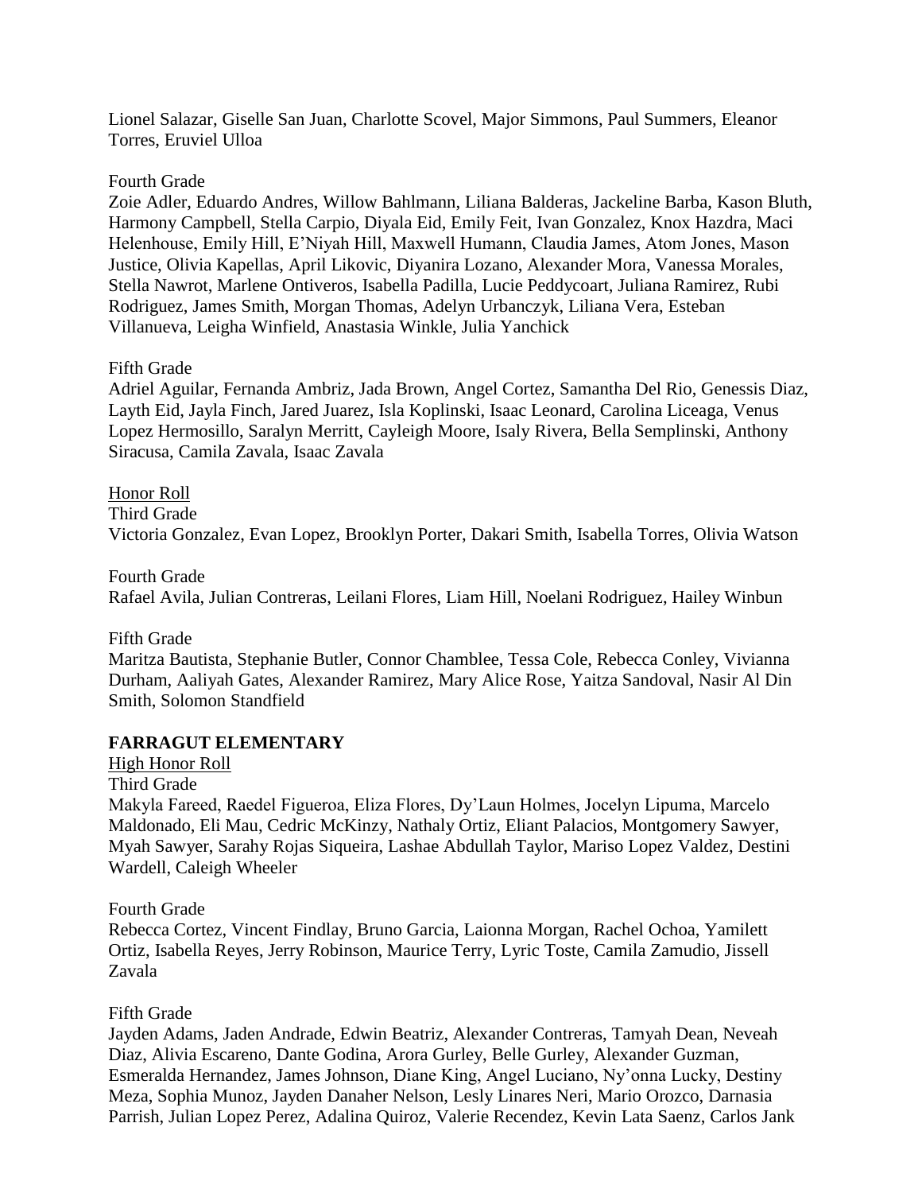Lionel Salazar, Giselle San Juan, Charlotte Scovel, Major Simmons, Paul Summers, Eleanor Torres, Eruviel Ulloa

Fourth Grade
Zoie Adler, Eduardo Andres, Willow Bahlmann, Liliana Balderas, Jackeline Barba, Kason Bluth, Harmony Campbell, Stella Carpio, Diyala Eid, Emily Feit, Ivan Gonzalez, Knox Hazdra, Maci Helenhouse, Emily Hill, E'Niyah Hill, Maxwell Humann, Claudia James, Atom Jones, Mason Justice, Olivia Kapellas, April Likovic, Diyanira Lozano, Alexander Mora, Vanessa Morales, Stella Nawrot, Marlene Ontiveros, Isabella Padilla, Lucie Peddycoart, Juliana Ramirez, Rubi Rodriguez, James Smith, Morgan Thomas, Adelyn Urbanczyk, Liliana Vera, Esteban Villanueva, Leigha Winfield, Anastasia Winkle, Julia Yanchick

Fifth Grade
Adriel Aguilar, Fernanda Ambriz, Jada Brown, Angel Cortez, Samantha Del Rio, Genessis Diaz, Layth Eid, Jayla Finch, Jared Juarez, Isla Koplinski, Isaac Leonard, Carolina Liceaga, Venus Lopez Hermosillo, Saralyn Merritt, Cayleigh Moore, Isaly Rivera, Bella Semplinski, Anthony Siracusa, Camila Zavala, Isaac Zavala

Honor Roll
Third Grade
Victoria Gonzalez, Evan Lopez, Brooklyn Porter, Dakari Smith, Isabella Torres, Olivia Watson

Fourth Grade
Rafael Avila, Julian Contreras, Leilani Flores, Liam Hill, Noelani Rodriguez, Hailey Winbun

Fifth Grade
Maritza Bautista, Stephanie Butler, Connor Chamblee, Tessa Cole, Rebecca Conley, Vivianna Durham, Aaliyah Gates, Alexander Ramirez, Mary Alice Rose, Yaitza Sandoval, Nasir Al Din Smith, Solomon Standfield

**FARRAGUT ELEMENTARY**

High Honor Roll
Third Grade
Makyla Fareed, Raedel Figueroa, Eliza Flores, Dy'Laun Holmes, Jocelyn Lipuma, Marcelo Maldonado, Eli Mau, Cedric McKinzy, Nathaly Ortiz, Eliant Palacios, Montgomery Sawyer, Myah Sawyer, Sarahy Rojas Siqueira, Lashae Abdullah Taylor, Mariso Lopez Valdez, Destini Wardell, Caleigh Wheeler

Fourth Grade
Rebecca Cortez, Vincent Findlay, Bruno Garcia, Laionna Morgan, Rachel Ochoa, Yamilett Ortiz, Isabella Reyes, Jerry Robinson, Maurice Terry, Lyric Toste, Camila Zamudio, Jissell Zavala

Fifth Grade
Jayden Adams, Jaden Andrade, Edwin Beatriz, Alexander Contreras, Tamyah Dean, Neveah Diaz, Alivia Escareno, Dante Godina, Arora Gurley, Belle Gurley, Alexander Guzman, Esmeralda Hernandez, James Johnson, Diane King, Angel Luciano, Ny'onna Lucky, Destiny Meza, Sophia Munoz, Jayden Danaher Nelson, Lesly Linares Neri, Mario Orozco, Darnasia Parrish, Julian Lopez Perez, Adalina Quiroz, Valerie Recendez, Kevin Lata Saenz, Carlos Jank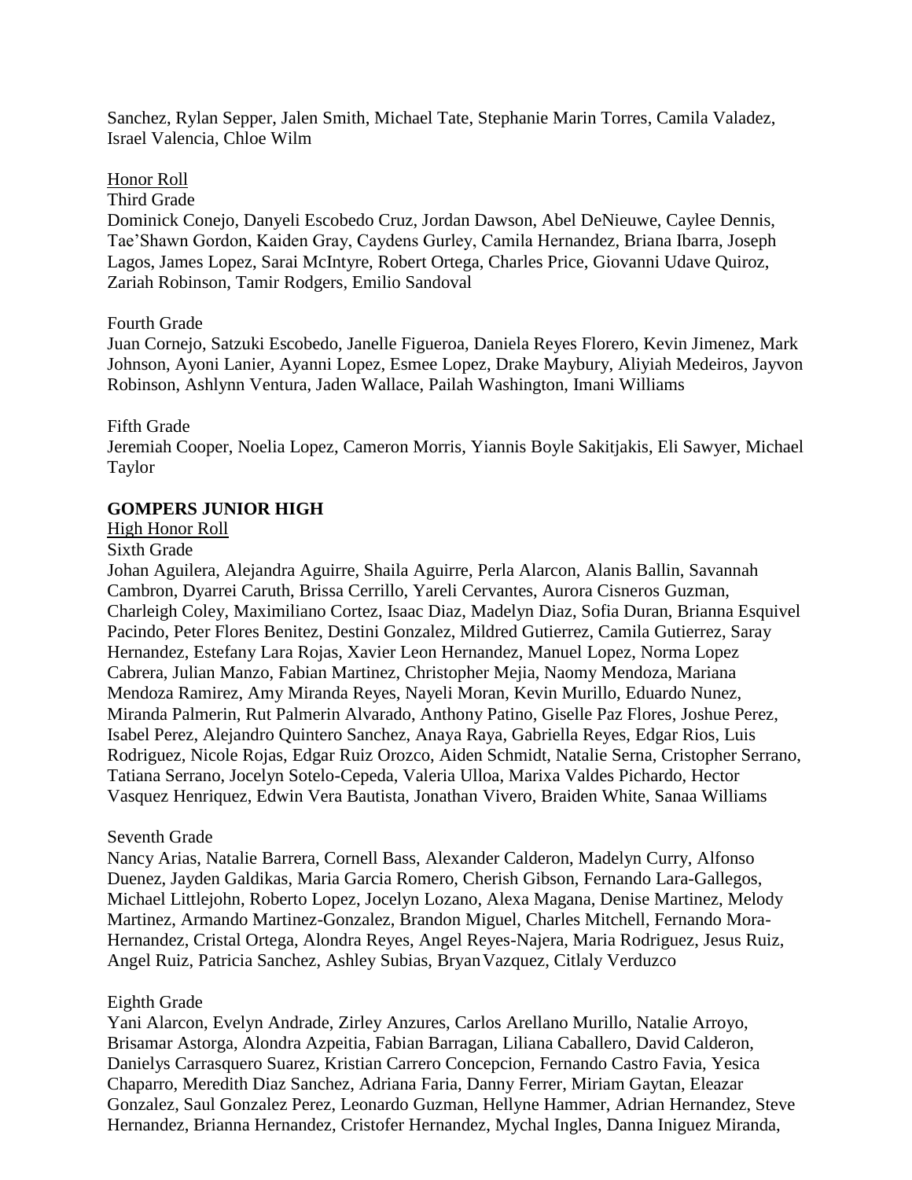Sanchez, Rylan Sepper, Jalen Smith, Michael Tate, Stephanie Marin Torres, Camila Valadez, Israel Valencia, Chloe Wilm

Honor Roll

Third Grade

Dominick Conejo, Danyeli Escobedo Cruz, Jordan Dawson, Abel DeNieuwe, Caylee Dennis, Tae'Shawn Gordon, Kaiden Gray, Caydens Gurley, Camila Hernandez, Briana Ibarra, Joseph Lagos, James Lopez, Sarai McIntyre, Robert Ortega, Charles Price, Giovanni Udave Quiroz, Zariah Robinson, Tamir Rodgers, Emilio Sandoval

Fourth Grade

Juan Cornejo, Satzuki Escobedo, Janelle Figueroa, Daniela Reyes Florero, Kevin Jimenez, Mark Johnson, Ayoni Lanier, Ayanni Lopez, Esmee Lopez, Drake Maybury, Aliyiah Medeiros, Jayvon Robinson, Ashlynn Ventura, Jaden Wallace, Pailah Washington, Imani Williams

Fifth Grade

Jeremiah Cooper, Noelia Lopez, Cameron Morris, Yiannis Boyle Sakitjakis, Eli Sawyer, Michael Taylor

**GOMPERS JUNIOR HIGH**

High Honor Roll

Sixth Grade

Johan Aguilera, Alejandra Aguirre, Shaila Aguirre, Perla Alarcon, Alanis Ballin, Savannah Cambron, Dyarrei Caruth, Brissa Cerrillo, Yareli Cervantes, Aurora Cisneros Guzman, Charleigh Coley, Maximiliano Cortez, Isaac Diaz, Madelyn Diaz, Sofia Duran, Brianna Esquivel Pacindo, Peter Flores Benitez, Destini Gonzalez, Mildred Gutierrez, Camila Gutierrez, Saray Hernandez, Estefany Lara Rojas, Xavier Leon Hernandez, Manuel Lopez, Norma Lopez Cabrera, Julian Manzo, Fabian Martinez, Christopher Mejia, Naomy Mendoza, Mariana Mendoza Ramirez, Amy Miranda Reyes, Nayeli Moran, Kevin Murillo, Eduardo Nunez, Miranda Palmerin, Rut Palmerin Alvarado, Anthony Patino, Giselle Paz Flores, Joshue Perez, Isabel Perez, Alejandro Quintero Sanchez, Anaya Raya, Gabriella Reyes, Edgar Rios, Luis Rodriguez, Nicole Rojas, Edgar Ruiz Orozco, Aiden Schmidt, Natalie Serna, Cristopher Serrano, Tatiana Serrano, Jocelyn Sotelo-Cepeda, Valeria Ulloa, Marixa Valdes Pichardo, Hector Vasquez Henriquez, Edwin Vera Bautista, Jonathan Vivero, Braiden White, Sanaa Williams

Seventh Grade

Nancy Arias, Natalie Barrera, Cornell Bass, Alexander Calderon, Madelyn Curry, Alfonso Duenez, Jayden Galdikas, Maria Garcia Romero, Cherish Gibson, Fernando Lara-Gallegos, Michael Littlejohn, Roberto Lopez, Jocelyn Lozano, Alexa Magana, Denise Martinez, Melody Martinez, Armando Martinez-Gonzalez, Brandon Miguel, Charles Mitchell, Fernando Mora-Hernandez, Cristal Ortega, Alondra Reyes, Angel Reyes-Najera, Maria Rodriguez, Jesus Ruiz, Angel Ruiz, Patricia Sanchez, Ashley Subias, Bryan Vazquez, Citlaly Verduzco

Eighth Grade

Yani Alarcon, Evelyn Andrade, Zirley Anzures, Carlos Arellano Murillo, Natalie Arroyo, Brisamar Astorga, Alondra Azpeitia, Fabian Barragan, Liliana Caballero, David Calderon, Danielys Carrasquero Suarez, Kristian Carrero Concepcion, Fernando Castro Favia, Yesica Chaparro, Meredith Diaz Sanchez, Adriana Faria, Danny Ferrer, Miriam Gaytan, Eleazar Gonzalez, Saul Gonzalez Perez, Leonardo Guzman, Hellyne Hammer, Adrian Hernandez, Steve Hernandez, Brianna Hernandez, Cristofer Hernandez, Mychal Ingles, Danna Iniguez Miranda,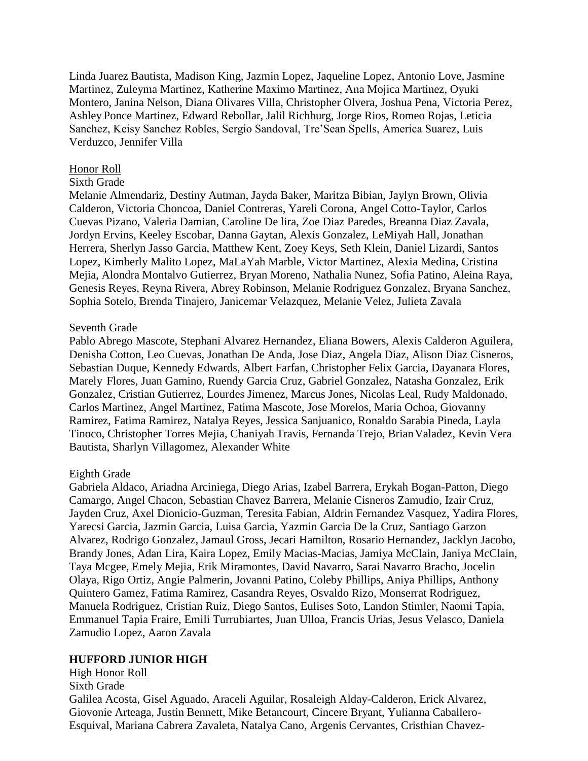Linda Juarez Bautista, Madison King, Jazmin Lopez, Jaqueline Lopez, Antonio Love, Jasmine Martinez, Zuleyma Martinez, Katherine Maximo Martinez, Ana Mojica Martinez, Oyuki Montero, Janina Nelson, Diana Olivares Villa, Christopher Olvera, Joshua Pena, Victoria Perez, Ashley Ponce Martinez, Edward Rebollar, Jalil Richburg, Jorge Rios, Romeo Rojas, Leticia Sanchez, Keisy Sanchez Robles, Sergio Sandoval, Tre'Sean Spells, America Suarez, Luis Verduzco, Jennifer Villa

Honor Roll

Sixth Grade

Melanie Almendariz, Destiny Autman, Jayda Baker, Maritza Bibian, Jaylyn Brown, Olivia Calderon, Victoria Choncoa, Daniel Contreras, Yareli Corona, Angel Cotto-Taylor, Carlos Cuevas Pizano, Valeria Damian, Caroline De lira, Zoe Diaz Paredes, Breanna Diaz Zavala, Jordyn Ervins, Keeley Escobar, Danna Gaytan, Alexis Gonzalez, LeMiyah Hall, Jonathan Herrera, Sherlyn Jasso Garcia, Matthew Kent, Zoey Keys, Seth Klein, Daniel Lizardi, Santos Lopez, Kimberly Malito Lopez, MaLaYah Marble, Victor Martinez, Alexia Medina, Cristina Mejia, Alondra Montalvo Gutierrez, Bryan Moreno, Nathalia Nunez, Sofia Patino, Aleina Raya, Genesis Reyes, Reyna Rivera, Abrey Robinson, Melanie Rodriguez Gonzalez, Bryana Sanchez, Sophia Sotelo, Brenda Tinajero, Janicemar Velazquez, Melanie Velez, Julieta Zavala

Seventh Grade

Pablo Abrego Mascote, Stephani Alvarez Hernandez, Eliana Bowers, Alexis Calderon Aguilera, Denisha Cotton, Leo Cuevas, Jonathan De Anda, Jose Diaz, Angela Diaz, Alison Diaz Cisneros, Sebastian Duque, Kennedy Edwards, Albert Farfan, Christopher Felix Garcia, Dayanara Flores, Marely Flores, Juan Gamino, Ruendy Garcia Cruz, Gabriel Gonzalez, Natasha Gonzalez, Erik Gonzalez, Cristian Gutierrez, Lourdes Jimenez, Marcus Jones, Nicolas Leal, Rudy Maldonado, Carlos Martinez, Angel Martinez, Fatima Mascote, Jose Morelos, Maria Ochoa, Giovanny Ramirez, Fatima Ramirez, Natalya Reyes, Jessica Sanjuanico, Ronaldo Sarabia Pineda, Layla Tinoco, Christopher Torres Mejia, Chaniyah Travis, Fernanda Trejo, Brian Valadez, Kevin Vera Bautista, Sharlyn Villagomez, Alexander White

Eighth Grade

Gabriela Aldaco, Ariadna Arciniega, Diego Arias, Izabel Barrera, Erykah Bogan-Patton, Diego Camargo, Angel Chacon, Sebastian Chavez Barrera, Melanie Cisneros Zamudio, Izair Cruz, Jayden Cruz, Axel Dionicio-Guzman, Teresita Fabian, Aldrin Fernandez Vasquez, Yadira Flores, Yarecsi Garcia, Jazmin Garcia, Luisa Garcia, Yazmin Garcia De la Cruz, Santiago Garzon Alvarez, Rodrigo Gonzalez, Jamaul Gross, Jecari Hamilton, Rosario Hernandez, Jacklyn Jacobo, Brandy Jones, Adan Lira, Kaira Lopez, Emily Macias-Macias, Jamiya McClain, Janiya McClain, Taya Mcgee, Emely Mejia, Erik Miramontes, David Navarro, Sarai Navarro Bracho, Jocelin Olaya, Rigo Ortiz, Angie Palmerin, Jovanni Patino, Coleby Phillips, Aniya Phillips, Anthony Quintero Gamez, Fatima Ramirez, Casandra Reyes, Osvaldo Rizo, Monserrat Rodriguez, Manuela Rodriguez, Cristian Ruiz, Diego Santos, Eulises Soto, Landon Stimler, Naomi Tapia, Emmanuel Tapia Fraire, Emili Turrubiartes, Juan Ulloa, Francis Urias, Jesus Velasco, Daniela Zamudio Lopez, Aaron Zavala

**HUFFORD JUNIOR HIGH**

High Honor Roll

Sixth Grade

Galilea Acosta, Gisel Aguado, Araceli Aguilar, Rosaleigh Alday-Calderon, Erick Alvarez, Giovonie Arteaga, Justin Bennett, Mike Betancourt, Cincere Bryant, Yulianna Caballero-Esquival, Mariana Cabrera Zavaleta, Natalya Cano, Argenis Cervantes, Cristhian Chavez-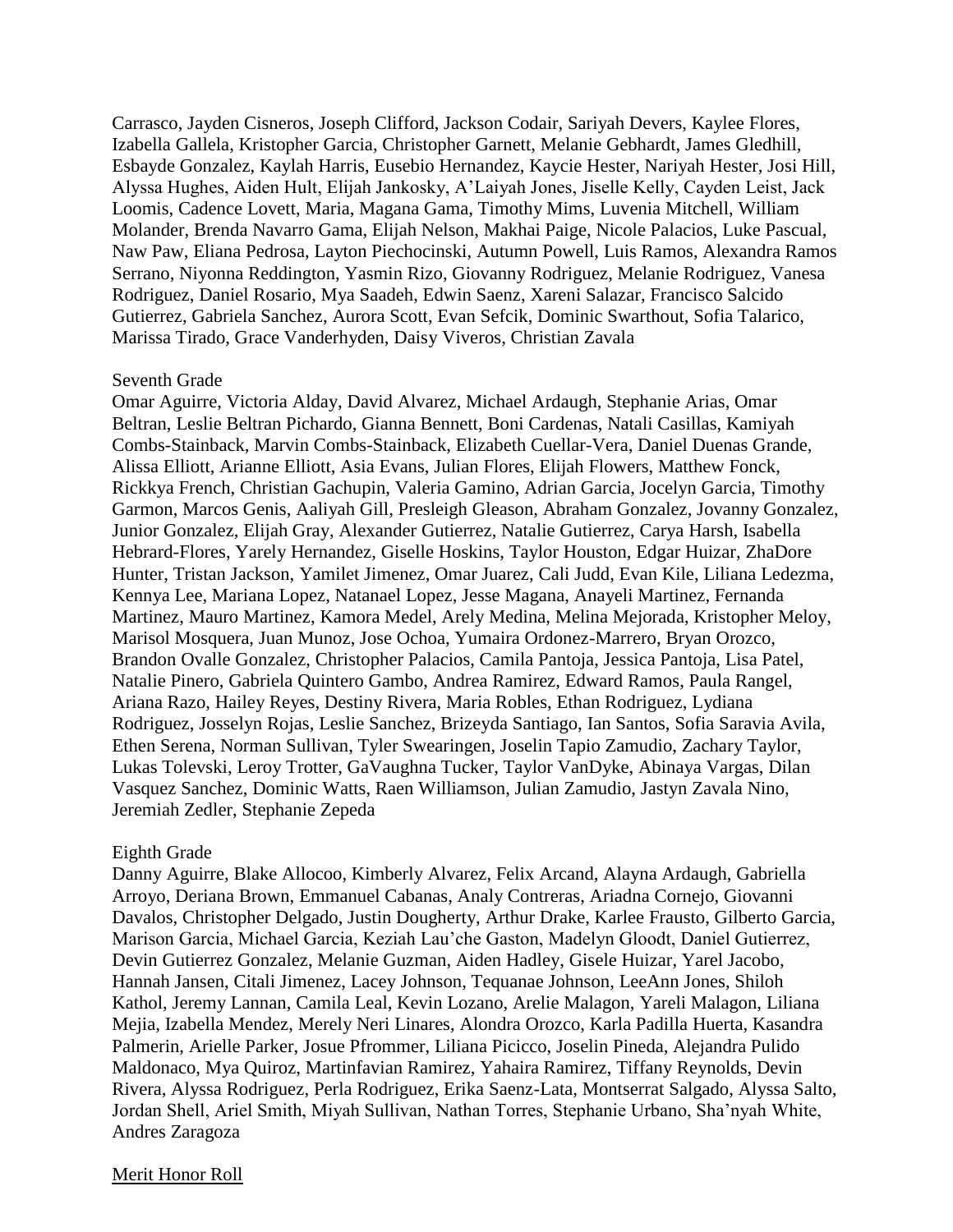Carrasco, Jayden Cisneros, Joseph Clifford, Jackson Codair, Sariyah Devers, Kaylee Flores, Izabella Gallela, Kristopher Garcia, Christopher Garnett, Melanie Gebhardt, James Gledhill, Esbayde Gonzalez, Kaylah Harris, Eusebio Hernandez, Kaycie Hester, Nariyah Hester, Josi Hill, Alyssa Hughes, Aiden Hult, Elijah Jankosky, A'Laiyah Jones, Jiselle Kelly, Cayden Leist, Jack Loomis, Cadence Lovett, Maria, Magana Gama, Timothy Mims, Luvenia Mitchell, William Molander, Brenda Navarro Gama, Elijah Nelson, Makhai Paige, Nicole Palacios, Luke Pascual, Naw Paw, Eliana Pedrosa, Layton Piechocinski, Autumn Powell, Luis Ramos, Alexandra Ramos Serrano, Niyonna Reddington, Yasmin Rizo, Giovanny Rodriguez, Melanie Rodriguez, Vanesa Rodriguez, Daniel Rosario, Mya Saadeh, Edwin Saenz, Xareni Salazar, Francisco Salcido Gutierrez, Gabriela Sanchez, Aurora Scott, Evan Sefcik, Dominic Swarthout, Sofia Talarico, Marissa Tirado, Grace Vanderhyden, Daisy Viveros, Christian Zavala

Seventh Grade

Omar Aguirre, Victoria Alday, David Alvarez, Michael Ardaugh, Stephanie Arias, Omar Beltran, Leslie Beltran Pichardo, Gianna Bennett, Boni Cardenas, Natali Casillas, Kamiyah Combs-Stainback, Marvin Combs-Stainback, Elizabeth Cuellar-Vera, Daniel Duenas Grande, Alissa Elliott, Arianne Elliott, Asia Evans, Julian Flores, Elijah Flowers, Matthew Fonck, Rickkya French, Christian Gachupin, Valeria Gamino, Adrian Garcia, Jocelyn Garcia, Timothy Garmon, Marcos Genis, Aaliyah Gill, Presleigh Gleason, Abraham Gonzalez, Jovanny Gonzalez, Junior Gonzalez, Elijah Gray, Alexander Gutierrez, Natalie Gutierrez, Carya Harsh, Isabella Hebrard-Flores, Yarely Hernandez, Giselle Hoskins, Taylor Houston, Edgar Huizar, ZhaDore Hunter, Tristan Jackson, Yamilet Jimenez, Omar Juarez, Cali Judd, Evan Kile, Liliana Ledezma, Kennya Lee, Mariana Lopez, Natanael Lopez, Jesse Magana, Anayeli Martinez, Fernanda Martinez, Mauro Martinez, Kamora Medel, Arely Medina, Melina Mejorada, Kristopher Meloy, Marisol Mosquera, Juan Munoz, Jose Ochoa, Yumaira Ordonez-Marrero, Bryan Orozco, Brandon Ovalle Gonzalez, Christopher Palacios, Camila Pantoja, Jessica Pantoja, Lisa Patel, Natalie Pinero, Gabriela Quintero Gambo, Andrea Ramirez, Edward Ramos, Paula Rangel, Ariana Razo, Hailey Reyes, Destiny Rivera, Maria Robles, Ethan Rodriguez, Lydiana Rodriguez, Josselyn Rojas, Leslie Sanchez, Brizeyda Santiago, Ian Santos, Sofia Saravia Avila, Ethen Serena, Norman Sullivan, Tyler Swearingen, Joselin Tapio Zamudio, Zachary Taylor, Lukas Tolevski, Leroy Trotter, GaVaughna Tucker, Taylor VanDyke, Abinaya Vargas, Dilan Vasquez Sanchez, Dominic Watts, Raen Williamson, Julian Zamudio, Jastyn Zavala Nino, Jeremiah Zedler, Stephanie Zepeda

Eighth Grade

Danny Aguirre, Blake Allocoo, Kimberly Alvarez, Felix Arcand, Alayna Ardaugh, Gabriella Arroyo, Deriana Brown, Emmanuel Cabanas, Analy Contreras, Ariadna Cornejo, Giovanni Davalos, Christopher Delgado, Justin Dougherty, Arthur Drake, Karlee Frausto, Gilberto Garcia, Marison Garcia, Michael Garcia, Keziah Lau'che Gaston, Madelyn Gloodt, Daniel Gutierrez, Devin Gutierrez Gonzalez, Melanie Guzman, Aiden Hadley, Gisele Huizar, Yarel Jacobo, Hannah Jansen, Citali Jimenez, Lacey Johnson, Tequanae Johnson, LeeAnn Jones, Shiloh Kathol, Jeremy Lannan, Camila Leal, Kevin Lozano, Arelie Malagon, Yareli Malagon, Liliana Mejia, Izabella Mendez, Merely Neri Linares, Alondra Orozco, Karla Padilla Huerta, Kasandra Palmerin, Arielle Parker, Josue Pfrommer, Liliana Picicco, Joselin Pineda, Alejandra Pulido Maldonaco, Mya Quiroz, Martinfavian Ramirez, Yahaira Ramirez, Tiffany Reynolds, Devin Rivera, Alyssa Rodriguez, Perla Rodriguez, Erika Saenz-Lata, Montserrat Salgado, Alyssa Salto, Jordan Shell, Ariel Smith, Miyah Sullivan, Nathan Torres, Stephanie Urbano, Sha'nyah White, Andres Zaragoza

Merit Honor Roll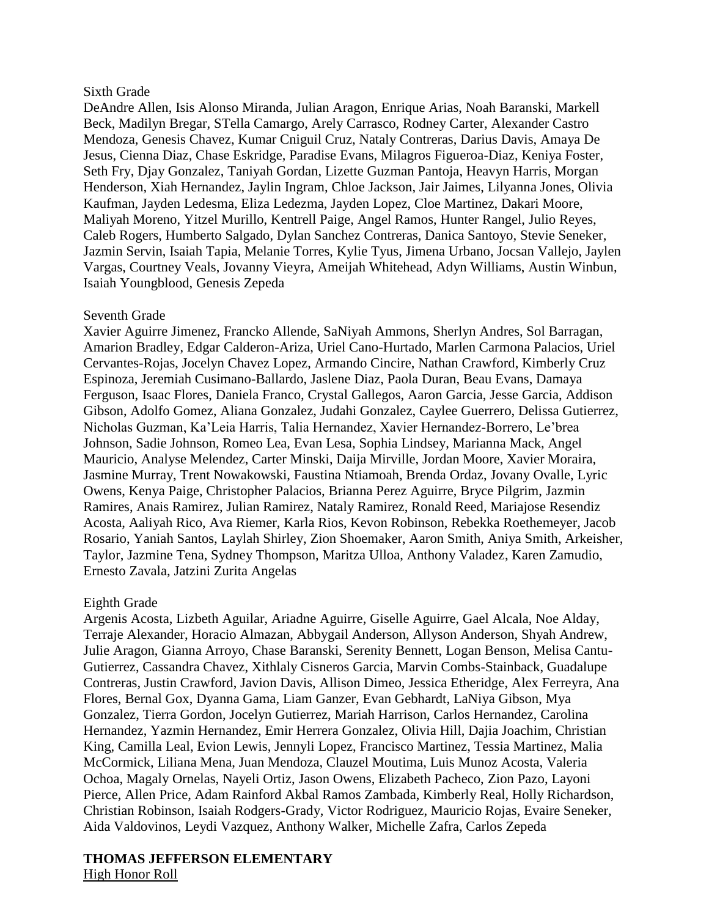Sixth Grade

DeAndre Allen, Isis Alonso Miranda, Julian Aragon, Enrique Arias, Noah Baranski, Markell Beck, Madilyn Bregar, STella Camargo, Arely Carrasco, Rodney Carter, Alexander Castro Mendoza, Genesis Chavez, Kumar Cniguil Cruz, Nataly Contreras, Darius Davis, Amaya De Jesus, Cienna Diaz, Chase Eskridge, Paradise Evans, Milagros Figueroa-Diaz, Keniya Foster, Seth Fry, Djay Gonzalez, Taniyah Gordan, Lizette Guzman Pantoja, Heavyn Harris, Morgan Henderson, Xiah Hernandez, Jaylin Ingram, Chloe Jackson, Jair Jaimes, Lilyanna Jones, Olivia Kaufman, Jayden Ledesma, Eliza Ledezma, Jayden Lopez, Cloe Martinez, Dakari Moore, Maliyah Moreno, Yitzel Murillo, Kentrell Paige, Angel Ramos, Hunter Rangel, Julio Reyes, Caleb Rogers, Humberto Salgado, Dylan Sanchez Contreras, Danica Santoyo, Stevie Seneker, Jazmin Servin, Isaiah Tapia, Melanie Torres, Kylie Tyus, Jimena Urbano, Jocsan Vallejo, Jaylen Vargas, Courtney Veals, Jovanny Vieyra, Ameijah Whitehead, Adyn Williams, Austin Winbun, Isaiah Youngblood, Genesis Zepeda

Seventh Grade

Xavier Aguirre Jimenez, Francko Allende, SaNiyah Ammons, Sherlyn Andres, Sol Barragan, Amarion Bradley, Edgar Calderon-Ariza, Uriel Cano-Hurtado, Marlen Carmona Palacios, Uriel Cervantes-Rojas, Jocelyn Chavez Lopez, Armando Cincire, Nathan Crawford, Kimberly Cruz Espinoza, Jeremiah Cusimano-Ballardo, Jaslene Diaz, Paola Duran, Beau Evans, Damaya Ferguson, Isaac Flores, Daniela Franco, Crystal Gallegos, Aaron Garcia, Jesse Garcia, Addison Gibson, Adolfo Gomez, Aliana Gonzalez, Judahi Gonzalez, Caylee Guerrero, Delissa Gutierrez, Nicholas Guzman, Ka'Leia Harris, Talia Hernandez, Xavier Hernandez-Borrero, Le'brea Johnson, Sadie Johnson, Romeo Lea, Evan Lesa, Sophia Lindsey, Marianna Mack, Angel Mauricio, Analyse Melendez, Carter Minski, Daija Mirville, Jordan Moore, Xavier Moraira, Jasmine Murray, Trent Nowakowski, Faustina Ntiamoah, Brenda Ordaz, Jovany Ovalle, Lyric Owens, Kenya Paige, Christopher Palacios, Brianna Perez Aguirre, Bryce Pilgrim, Jazmin Ramires, Anais Ramirez, Julian Ramirez, Nataly Ramirez, Ronald Reed, Mariajose Resendiz Acosta, Aaliyah Rico, Ava Riemer, Karla Rios, Kevon Robinson, Rebekka Roethemeyer, Jacob Rosario, Yaniah Santos, Laylah Shirley, Zion Shoemaker, Aaron Smith, Aniya Smith, Arkeisher, Taylor, Jazmine Tena, Sydney Thompson, Maritza Ulloa, Anthony Valadez, Karen Zamudio, Ernesto Zavala, Jatzini Zurita Angelas

Eighth Grade

Argenis Acosta, Lizbeth Aguilar, Ariadne Aguirre, Giselle Aguirre, Gael Alcala, Noe Alday, Terraje Alexander, Horacio Almazan, Abbygail Anderson, Allyson Anderson, Shyah Andrew, Julie Aragon, Gianna Arroyo, Chase Baranski, Serenity Bennett, Logan Benson, Melisa Cantu-Gutierrez, Cassandra Chavez, Xithlaly Cisneros Garcia, Marvin Combs-Stainback, Guadalupe Contreras, Justin Crawford, Javion Davis, Allison Dimeo, Jessica Etheridge, Alex Ferreyra, Ana Flores, Bernal Gox, Dyanna Gama, Liam Ganzer, Evan Gebhardt, LaNiya Gibson, Mya Gonzalez, Tierra Gordon, Jocelyn Gutierrez, Mariah Harrison, Carlos Hernandez, Carolina Hernandez, Yazmin Hernandez, Emir Herrera Gonzalez, Olivia Hill, Dajia Joachim, Christian King, Camilla Leal, Evion Lewis, Jennyli Lopez, Francisco Martinez, Tessia Martinez, Malia McCormick, Liliana Mena, Juan Mendoza, Clauzel Moutima, Luis Munoz Acosta, Valeria Ochoa, Magaly Ornelas, Nayeli Ortiz, Jason Owens, Elizabeth Pacheco, Zion Pazo, Layoni Pierce, Allen Price, Adam Rainford Akbal Ramos Zambada, Kimberly Real, Holly Richardson, Christian Robinson, Isaiah Rodgers-Grady, Victor Rodriguez, Mauricio Rojas, Evaire Seneker, Aida Valdovinos, Leydi Vazquez, Anthony Walker, Michelle Zafra, Carlos Zepeda

**THOMAS JEFFERSON ELEMENTARY**

High Honor Roll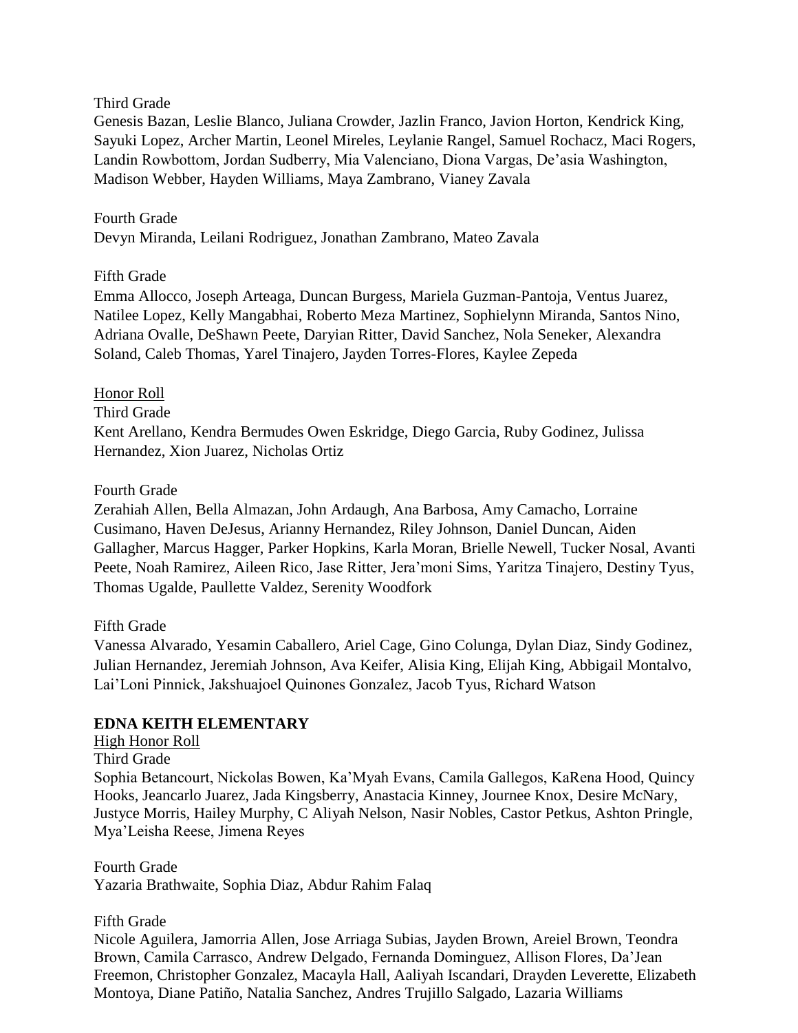Third Grade

Genesis Bazan, Leslie Blanco, Juliana Crowder, Jazlin Franco, Javion Horton, Kendrick King, Sayuki Lopez, Archer Martin, Leonel Mireles, Leylanie Rangel, Samuel Rochacz, Maci Rogers, Landin Rowbottom, Jordan Sudberry, Mia Valenciano, Diona Vargas, De'asia Washington, Madison Webber, Hayden Williams, Maya Zambrano, Vianey Zavala

Fourth Grade

Devyn Miranda, Leilani Rodriguez, Jonathan Zambrano, Mateo Zavala

Fifth Grade

Emma Allocco, Joseph Arteaga, Duncan Burgess, Mariela Guzman-Pantoja, Ventus Juarez, Natilee Lopez, Kelly Mangabhai, Roberto Meza Martinez, Sophielynn Miranda, Santos Nino, Adriana Ovalle, DeShawn Peete, Daryian Ritter, David Sanchez, Nola Seneker, Alexandra Soland, Caleb Thomas, Yarel Tinajero, Jayden Torres-Flores, Kaylee Zepeda

Honor Roll

Third Grade

Kent Arellano, Kendra Bermudes Owen Eskridge, Diego Garcia, Ruby Godinez, Julissa Hernandez, Xion Juarez, Nicholas Ortiz

Fourth Grade

Zerahiah Allen, Bella Almazan, John Ardaugh, Ana Barbosa, Amy Camacho, Lorraine Cusimano, Haven DeJesus, Arianny Hernandez, Riley Johnson, Daniel Duncan, Aiden Gallagher, Marcus Hagger, Parker Hopkins, Karla Moran, Brielle Newell, Tucker Nosal, Avanti Peete, Noah Ramirez, Aileen Rico, Jase Ritter, Jera'moni Sims, Yaritza Tinajero, Destiny Tyus, Thomas Ugalde, Paullette Valdez, Serenity Woodfork

Fifth Grade

Vanessa Alvarado, Yesamin Caballero, Ariel Cage, Gino Colunga, Dylan Diaz, Sindy Godinez, Julian Hernandez, Jeremiah Johnson, Ava Keifer, Alisia King, Elijah King, Abbigail Montalvo, Lai'Loni Pinnick, Jakshuajoel Quinones Gonzalez, Jacob Tyus, Richard Watson

**EDNA KEITH ELEMENTARY**

High Honor Roll

Third Grade

Sophia Betancourt, Nickolas Bowen, Ka'Myah Evans, Camila Gallegos, KaRena Hood, Quincy Hooks, Jeancarlo Juarez, Jada Kingsberry, Anastacia Kinney, Journee Knox, Desire McNary, Justyce Morris, Hailey Murphy, C Aliyah Nelson, Nasir Nobles, Castor Petkus, Ashton Pringle, Mya'Leisha Reese, Jimena Reyes

Fourth Grade

Yazaria Brathwaite, Sophia Diaz, Abdur Rahim Falaq

Fifth Grade

Nicole Aguilera, Jamorria Allen, Jose Arriaga Subias, Jayden Brown, Areiel Brown, Teondra Brown, Camila Carrasco, Andrew Delgado, Fernanda Dominguez, Allison Flores, Da'Jean Freemon, Christopher Gonzalez, Macayla Hall, Aaliyah Iscandari, Drayden Leverette, Elizabeth Montoya, Diane Patiño, Natalia Sanchez, Andres Trujillo Salgado, Lazaria Williams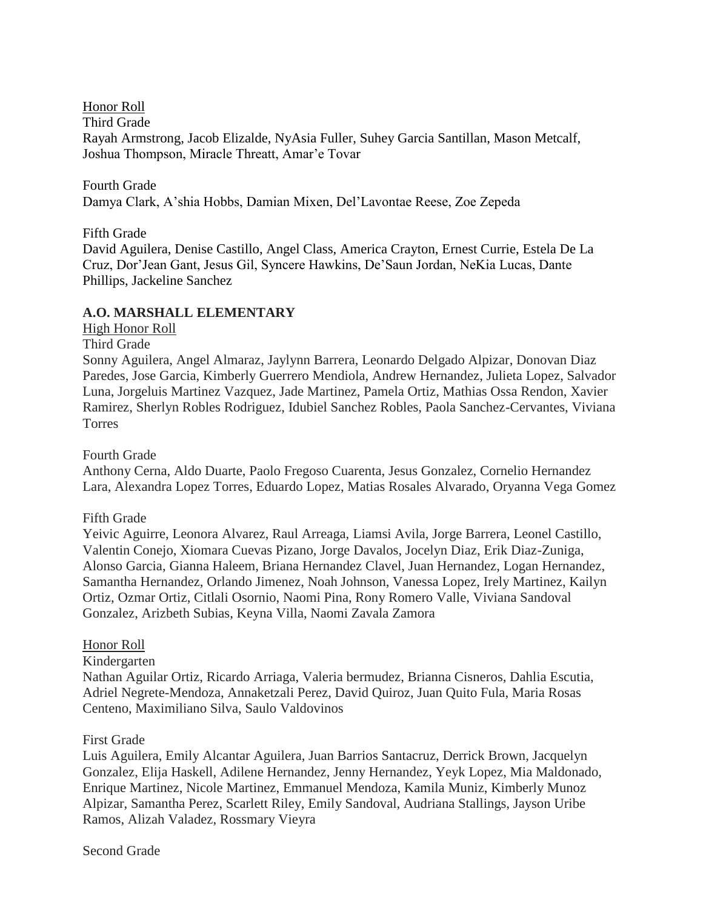Honor Roll

Third Grade

Rayah Armstrong, Jacob Elizalde, NyAsia Fuller, Suhey Garcia Santillan, Mason Metcalf, Joshua Thompson, Miracle Threatt, Amar'e Tovar

Fourth Grade

Damya Clark, A'shia Hobbs, Damian Mixen, Del'Lavontae Reese, Zoe Zepeda

Fifth Grade

David Aguilera, Denise Castillo, Angel Class, America Crayton, Ernest Currie, Estela De La Cruz, Dor'Jean Gant, Jesus Gil, Syncere Hawkins, De'Saun Jordan, NeKia Lucas, Dante Phillips, Jackeline Sanchez

**A.O. MARSHALL ELEMENTARY**

High Honor Roll

Third Grade

Sonny Aguilera, Angel Almaraz, Jaylynn Barrera, Leonardo Delgado Alpizar, Donovan Diaz Paredes, Jose Garcia, Kimberly Guerrero Mendiola, Andrew Hernandez, Julieta Lopez, Salvador Luna, Jorgeluis Martinez Vazquez, Jade Martinez, Pamela Ortiz, Mathias Ossa Rendon, Xavier Ramirez, Sherlyn Robles Rodriguez, Idubiel Sanchez Robles, Paola Sanchez-Cervantes, Viviana Torres

Fourth Grade

Anthony Cerna, Aldo Duarte, Paolo Fregoso Cuarenta, Jesus Gonzalez, Cornelio Hernandez Lara, Alexandra Lopez Torres, Eduardo Lopez, Matias Rosales Alvarado, Oryanna Vega Gomez

Fifth Grade

Yeivic Aguirre, Leonora Alvarez, Raul Arreaga, Liamsi Avila, Jorge Barrera, Leonel Castillo, Valentin Conejo, Xiomara Cuevas Pizano, Jorge Davalos, Jocelyn Diaz, Erik Diaz-Zuniga, Alonso Garcia, Gianna Haleem, Briana Hernandez Clavel, Juan Hernandez, Logan Hernandez, Samantha Hernandez, Orlando Jimenez, Noah Johnson, Vanessa Lopez, Irely Martinez, Kailyn Ortiz, Ozmar Ortiz, Citlali Osornio, Naomi Pina, Rony Romero Valle, Viviana Sandoval Gonzalez, Arizbeth Subias, Keyna Villa, Naomi Zavala Zamora

Honor Roll

Kindergarten

Nathan Aguilar Ortiz, Ricardo Arriaga, Valeria bermudez, Brianna Cisneros, Dahlia Escutia, Adriel Negrete-Mendoza, Annaketzali Perez, David Quiroz, Juan Quito Fula, Maria Rosas Centeno, Maximiliano Silva, Saulo Valdovinos

First Grade

Luis Aguilera, Emily Alcantar Aguilera, Juan Barrios Santacruz, Derrick Brown, Jacquelyn Gonzalez, Elija Haskell, Adilene Hernandez, Jenny Hernandez, Yeyk Lopez, Mia Maldonado, Enrique Martinez, Nicole Martinez, Emmanuel Mendoza, Kamila Muniz, Kimberly Munoz Alpizar, Samantha Perez, Scarlett Riley, Emily Sandoval, Audriana Stallings, Jayson Uribe Ramos, Alizah Valadez, Rossmary Vieyra

Second Grade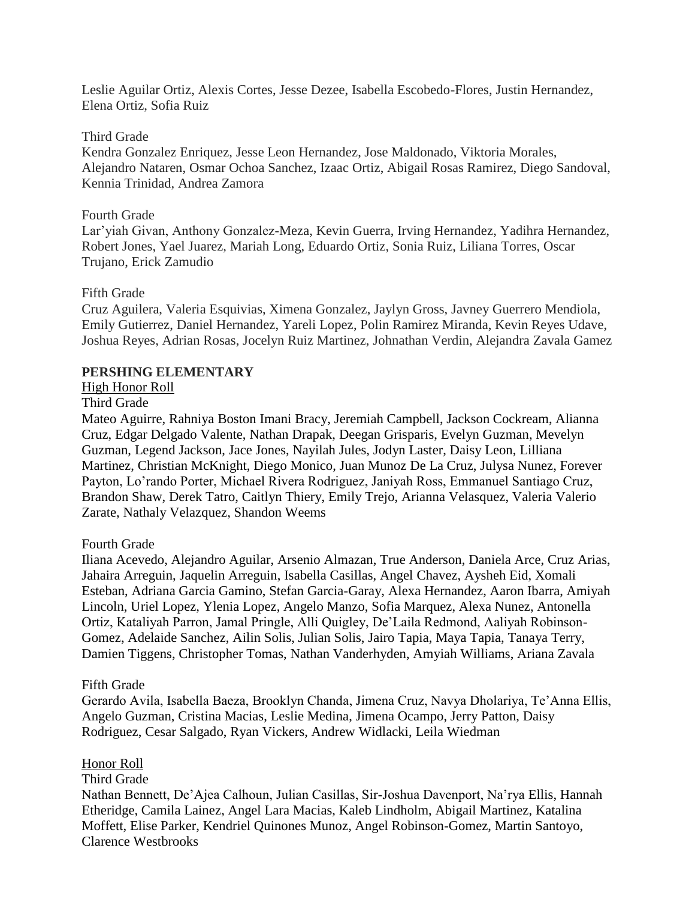Leslie Aguilar Ortiz, Alexis Cortes, Jesse Dezee, Isabella Escobedo-Flores, Justin Hernandez, Elena Ortiz, Sofia Ruiz

Third Grade

Kendra Gonzalez Enriquez, Jesse Leon Hernandez, Jose Maldonado, Viktoria Morales, Alejandro Nataren, Osmar Ochoa Sanchez, Izaac Ortiz, Abigail Rosas Ramirez, Diego Sandoval, Kennia Trinidad, Andrea Zamora

Fourth Grade

Lar'yiah Givan, Anthony Gonzalez-Meza, Kevin Guerra, Irving Hernandez, Yadihra Hernandez, Robert Jones, Yael Juarez, Mariah Long, Eduardo Ortiz, Sonia Ruiz, Liliana Torres, Oscar Trujano, Erick Zamudio

Fifth Grade

Cruz Aguilera, Valeria Esquivias, Ximena Gonzalez, Jaylyn Gross, Javney Guerrero Mendiola, Emily Gutierrez, Daniel Hernandez, Yareli Lopez, Polin Ramirez Miranda, Kevin Reyes Udave, Joshua Reyes, Adrian Rosas, Jocelyn Ruiz Martinez, Johnathan Verdin, Alejandra Zavala Gamez

**PERSHING ELEMENTARY**

High Honor Roll

Third Grade

Mateo Aguirre, Rahniya Boston Imani Bracy, Jeremiah Campbell, Jackson Cockream, Alianna Cruz, Edgar Delgado Valente, Nathan Drapak, Deegan Grisparis, Evelyn Guzman, Mevelyn Guzman, Legend Jackson, Jace Jones, Nayilah Jules, Jodyn Laster, Daisy Leon, Lilliana Martinez, Christian McKnight, Diego Monico, Juan Munoz De La Cruz, Julysa Nunez, Forever Payton, Lo'rando Porter, Michael Rivera Rodriguez, Janiyah Ross, Emmanuel Santiago Cruz, Brandon Shaw, Derek Tatro, Caitlyn Thiery, Emily Trejo, Arianna Velasquez, Valeria Valerio Zarate, Nathaly Velazquez, Shandon Weems

Fourth Grade

Iliana Acevedo, Alejandro Aguilar, Arsenio Almazan, True Anderson, Daniela Arce, Cruz Arias, Jahaira Arreguin, Jaquelin Arreguin, Isabella Casillas, Angel Chavez, Aysheh Eid, Xomali Esteban, Adriana Garcia Gamino, Stefan Garcia-Garay, Alexa Hernandez, Aaron Ibarra, Amiyah Lincoln, Uriel Lopez, Ylenia Lopez, Angelo Manzo, Sofia Marquez, Alexa Nunez, Antonella Ortiz, Kataliyah Parron, Jamal Pringle, Alli Quigley, De'Laila Redmond, Aaliyah Robinson-Gomez, Adelaide Sanchez, Ailin Solis, Julian Solis, Jairo Tapia, Maya Tapia, Tanaya Terry, Damien Tiggens, Christopher Tomas, Nathan Vanderhyden, Amyiah Williams, Ariana Zavala

Fifth Grade

Gerardo Avila, Isabella Baeza, Brooklyn Chanda, Jimena Cruz, Navya Dholariya, Te'Anna Ellis, Angelo Guzman, Cristina Macias, Leslie Medina, Jimena Ocampo, Jerry Patton, Daisy Rodriguez, Cesar Salgado, Ryan Vickers, Andrew Widlacki, Leila Wiedman

Honor Roll

Third Grade

Nathan Bennett, De'Ajea Calhoun, Julian Casillas, Sir-Joshua Davenport, Na'rya Ellis, Hannah Etheridge, Camila Lainez, Angel Lara Macias, Kaleb Lindholm, Abigail Martinez, Katalina Moffett, Elise Parker, Kendriel Quinones Munoz, Angel Robinson-Gomez, Martin Santoyo, Clarence Westbrooks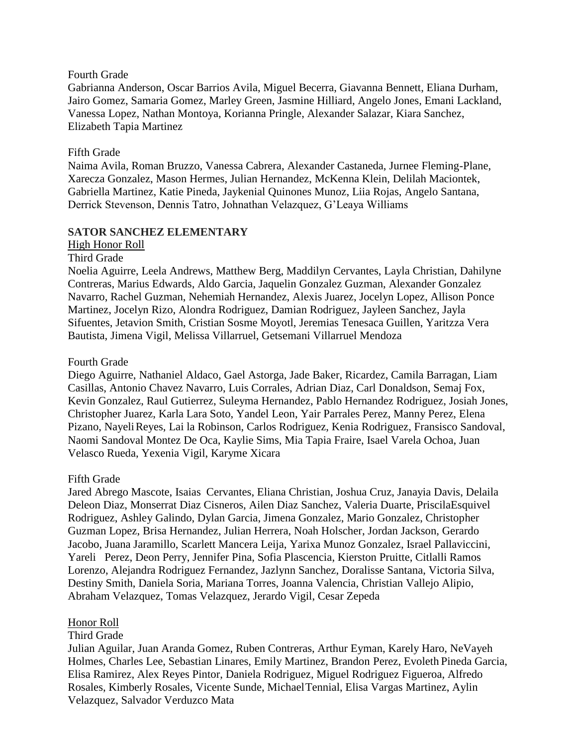Fourth Grade

Gabrianna Anderson, Oscar Barrios Avila, Miguel Becerra, Giavanna Bennett, Eliana Durham, Jairo Gomez, Samaria Gomez, Marley Green, Jasmine Hilliard, Angelo Jones, Emani Lackland, Vanessa Lopez, Nathan Montoya, Korianna Pringle, Alexander Salazar, Kiara Sanchez, Elizabeth Tapia Martinez

Fifth Grade

Naima Avila, Roman Bruzzo, Vanessa Cabrera, Alexander Castaneda, Jurnee Fleming-Plane, Xarecza Gonzalez, Mason Hermes, Julian Hernandez, McKenna Klein, Delilah Maciontek, Gabriella Martinez, Katie Pineda, Jaykenial Quinones Munoz, Liia Rojas, Angelo Santana, Derrick Stevenson, Dennis Tatro, Johnathan Velazquez, G'Leaya Williams

**SATOR SANCHEZ ELEMENTARY**

High Honor Roll

Third Grade

Noelia Aguirre, Leela Andrews, Matthew Berg, Maddilyn Cervantes, Layla Christian, Dahilyne Contreras, Marius Edwards, Aldo Garcia, Jaquelin Gonzalez Guzman, Alexander Gonzalez Navarro, Rachel Guzman, Nehemiah Hernandez, Alexis Juarez, Jocelyn Lopez, Allison Ponce Martinez, Jocelyn Rizo, Alondra Rodriguez, Damian Rodriguez, Jayleen Sanchez, Jayla Sifuentes, Jetavion Smith, Cristian Sosme Moyotl, Jeremias Tenesaca Guillen, Yaritzza Vera Bautista, Jimena Vigil, Melissa Villarruel, Getsemani Villarruel Mendoza

Fourth Grade

Diego Aguirre, Nathaniel Aldaco, Gael Astorga, Jade Baker, Ricardez, Camila Barragan, Liam Casillas, Antonio Chavez Navarro, Luis Corrales, Adrian Diaz, Carl Donaldson, Semaj Fox, Kevin Gonzalez, Raul Gutierrez, Suleyma Hernandez, Pablo Hernandez Rodriguez, Josiah Jones, Christopher Juarez, Karla Lara Soto, Yandel Leon, Yair Parrales Perez, Manny Perez, Elena Pizano, Nayeli Reyes, Lai la Robinson, Carlos Rodriguez, Kenia Rodriguez, Fransisco Sandoval, Naomi Sandoval Montez De Oca, Kaylie Sims, Mia Tapia Fraire, Isael Varela Ochoa, Juan Velasco Rueda, Yexenia Vigil, Karyme Xicara

Fifth Grade

Jared Abrego Mascote, Isaias Cervantes, Eliana Christian, Joshua Cruz, Janayia Davis, Delaila Deleon Diaz, Monserrat Diaz Cisneros, Ailen Diaz Sanchez, Valeria Duarte, PriscilaEsquivel Rodriguez, Ashley Galindo, Dylan Garcia, Jimena Gonzalez, Mario Gonzalez, Christopher Guzman Lopez, Brisa Hernandez, Julian Herrera, Noah Holscher, Jordan Jackson, Gerardo Jacobo, Juana Jaramillo, Scarlett Mancera Leija, Yarixa Munoz Gonzalez, Israel Pallaviccini, Yareli Perez, Deon Perry, Jennifer Pina, Sofia Plascencia, Kierston Pruitte, Citlalli Ramos Lorenzo, Alejandra Rodriguez Fernandez, Jazlynn Sanchez, Doralisse Santana, Victoria Silva, Destiny Smith, Daniela Soria, Mariana Torres, Joanna Valencia, Christian Vallejo Alipio, Abraham Velazquez, Tomas Velazquez, Jerardo Vigil, Cesar Zepeda

Honor Roll

Third Grade

Julian Aguilar, Juan Aranda Gomez, Ruben Contreras, Arthur Eyman, Karely Haro, NeVayeh Holmes, Charles Lee, Sebastian Linares, Emily Martinez, Brandon Perez, Evoleth Pineda Garcia, Elisa Ramirez, Alex Reyes Pintor, Daniela Rodriguez, Miguel Rodriguez Figueroa, Alfredo Rosales, Kimberly Rosales, Vicente Sunde, MichaelTennial, Elisa Vargas Martinez, Aylin Velazquez, Salvador Verduzco Mata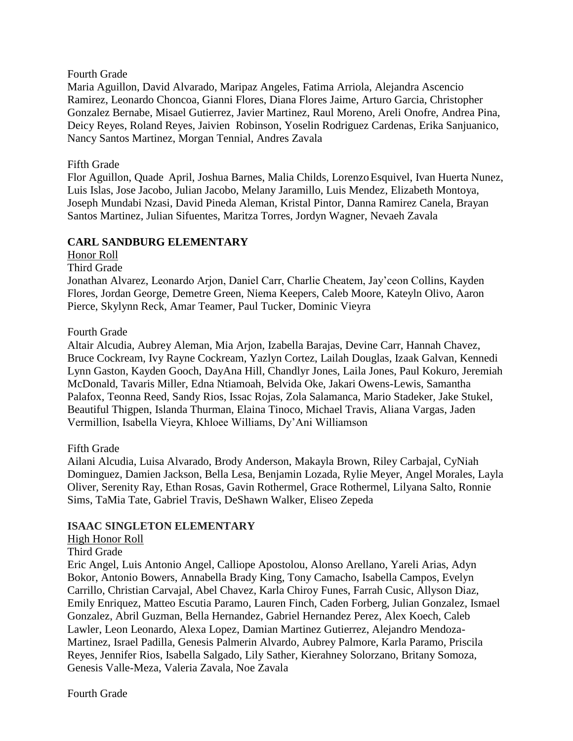Fourth Grade

Maria Aguillon, David Alvarado, Maripaz Angeles, Fatima Arriola, Alejandra Ascencio Ramirez, Leonardo Choncoa, Gianni Flores, Diana Flores Jaime, Arturo Garcia, Christopher Gonzalez Bernabe, Misael Gutierrez, Javier Martinez, Raul Moreno, Areli Onofre, Andrea Pina, Deicy Reyes, Roland Reyes, Jaivien Robinson, Yoselin Rodriguez Cardenas, Erika Sanjuanico, Nancy Santos Martinez, Morgan Tennial, Andres Zavala

Fifth Grade

Flor Aguillon, Quade April, Joshua Barnes, Malia Childs, Lorenzo Esquivel, Ivan Huerta Nunez, Luis Islas, Jose Jacobo, Julian Jacobo, Melany Jaramillo, Luis Mendez, Elizabeth Montoya, Joseph Mundabi Nzasi, David Pineda Aleman, Kristal Pintor, Danna Ramirez Canela, Brayan Santos Martinez, Julian Sifuentes, Maritza Torres, Jordyn Wagner, Nevaeh Zavala

**CARL SANDBURG ELEMENTARY**

Honor Roll

Third Grade

Jonathan Alvarez, Leonardo Arjon, Daniel Carr, Charlie Cheatem, Jay'ceon Collins, Kayden Flores, Jordan George, Demetre Green, Niema Keepers, Caleb Moore, Kateyln Olivo, Aaron Pierce, Skylynn Reck, Amar Teamer, Paul Tucker, Dominic Vieyra

Fourth Grade

Altair Alcudia, Aubrey Aleman, Mia Arjon, Izabella Barajas, Devine Carr, Hannah Chavez, Bruce Cockream, Ivy Rayne Cockream, Yazlyn Cortez, Lailah Douglas, Izaak Galvan, Kennedi Lynn Gaston, Kayden Gooch, DayAna Hill, Chandlyr Jones, Laila Jones, Paul Kokuro, Jeremiah McDonald, Tavaris Miller, Edna Ntiamoah, Belvida Oke, Jakari Owens-Lewis, Samantha Palafox, Teonna Reed, Sandy Rios, Issac Rojas, Zola Salamanca, Mario Stadeker, Jake Stukel, Beautiful Thigpen, Islanda Thurman, Elaina Tinoco, Michael Travis, Aliana Vargas, Jaden Vermillion, Isabella Vieyra, Khloee Williams, Dy'Ani Williamson

Fifth Grade

Ailani Alcudia, Luisa Alvarado, Brody Anderson, Makayla Brown, Riley Carbajal, CyNiah Dominguez, Damien Jackson, Bella Lesa, Benjamin Lozada, Rylie Meyer, Angel Morales, Layla Oliver, Serenity Ray, Ethan Rosas, Gavin Rothermel, Grace Rothermel, Lilyana Salto, Ronnie Sims, TaMia Tate, Gabriel Travis, DeShawn Walker, Eliseo Zepeda

**ISAAC SINGLETON ELEMENTARY**

High Honor Roll

Third Grade

Eric Angel, Luis Antonio Angel, Calliope Apostolou, Alonso Arellano, Yareli Arias, Adyn Bokor, Antonio Bowers, Annabella Brady King, Tony Camacho, Isabella Campos, Evelyn Carrillo, Christian Carvajal, Abel Chavez, Karla Chiroy Funes, Farrah Cusic, Allyson Diaz, Emily Enriquez, Matteo Escutia Paramo, Lauren Finch, Caden Forberg, Julian Gonzalez, Ismael Gonzalez, Abril Guzman, Bella Hernandez, Gabriel Hernandez Perez, Alex Koech, Caleb Lawler, Leon Leonardo, Alexa Lopez, Damian Martinez Gutierrez, Alejandro Mendoza-Martinez, Israel Padilla, Genesis Palmerin Alvardo, Aubrey Palmore, Karla Paramo, Priscila Reyes, Jennifer Rios, Isabella Salgado, Lily Sather, Kierahney Solorzano, Britany Somoza, Genesis Valle-Meza, Valeria Zavala, Noe Zavala

Fourth Grade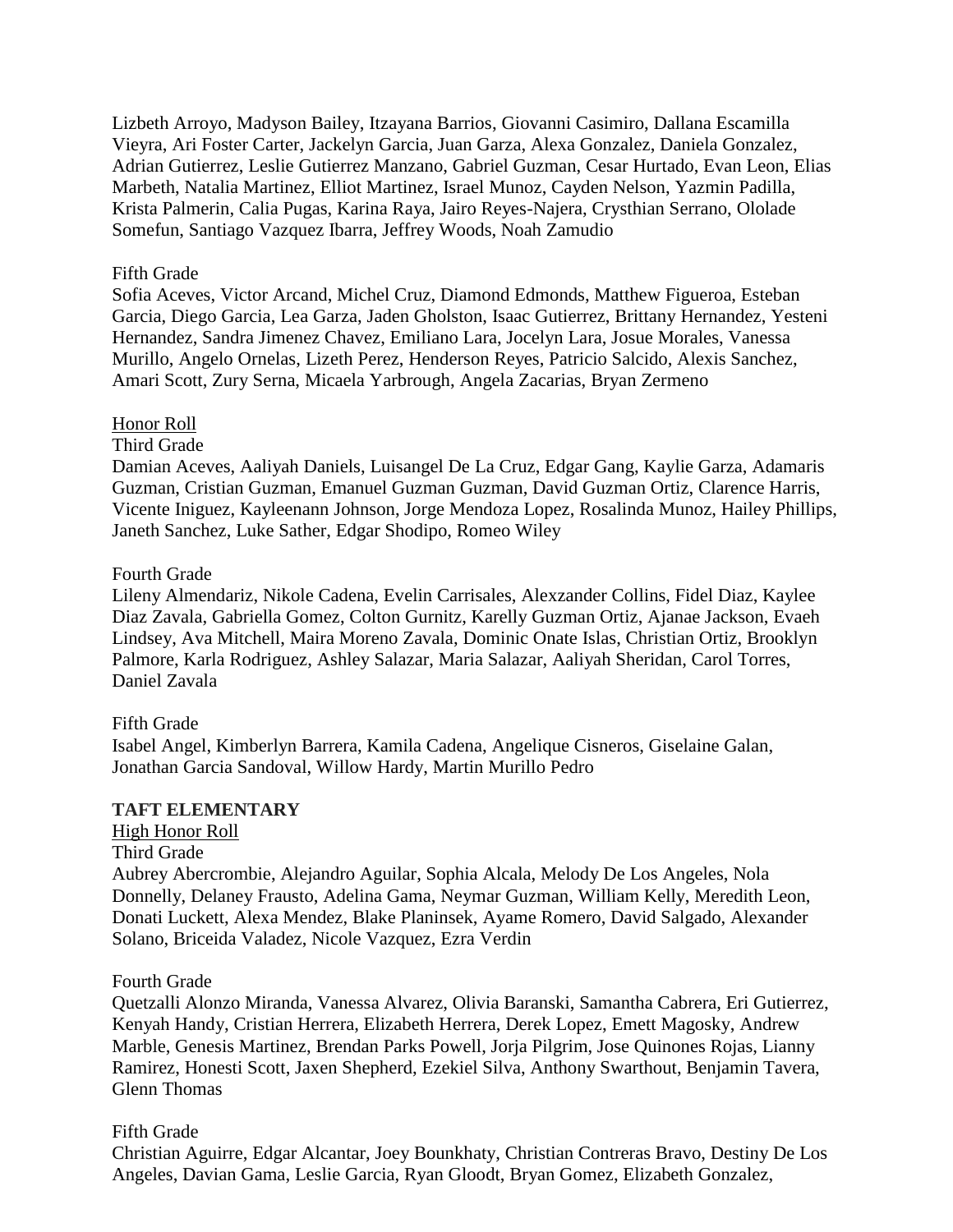Lizbeth Arroyo, Madyson Bailey, Itzayana Barrios, Giovanni Casimiro, Dallana Escamilla Vieyra, Ari Foster Carter, Jackelyn Garcia, Juan Garza, Alexa Gonzalez, Daniela Gonzalez, Adrian Gutierrez, Leslie Gutierrez Manzano, Gabriel Guzman, Cesar Hurtado, Evan Leon, Elias Marbeth, Natalia Martinez, Elliot Martinez, Israel Munoz, Cayden Nelson, Yazmin Padilla, Krista Palmerin, Calia Pugas, Karina Raya, Jairo Reyes-Najera, Crysthian Serrano, Ololade Somefun, Santiago Vazquez Ibarra, Jeffrey Woods, Noah Zamudio

Fifth Grade
Sofia Aceves, Victor Arcand, Michel Cruz, Diamond Edmonds, Matthew Figueroa, Esteban Garcia, Diego Garcia, Lea Garza, Jaden Gholston, Isaac Gutierrez, Brittany Hernandez, Yesteni Hernandez, Sandra Jimenez Chavez, Emiliano Lara, Jocelyn Lara, Josue Morales, Vanessa Murillo, Angelo Ornelas, Lizeth Perez, Henderson Reyes, Patricio Salcido, Alexis Sanchez, Amari Scott, Zury Serna, Micaela Yarbrough, Angela Zacarias, Bryan Zermeno

Honor Roll
Third Grade
Damian Aceves, Aaliyah Daniels, Luisangel De La Cruz, Edgar Gang, Kaylie Garza, Adamaris Guzman, Cristian Guzman, Emanuel Guzman Guzman, David Guzman Ortiz, Clarence Harris, Vicente Iniguez, Kayleenann Johnson, Jorge Mendoza Lopez, Rosalinda Munoz, Hailey Phillips, Janeth Sanchez, Luke Sather, Edgar Shodipo, Romeo Wiley

Fourth Grade
Lileny Almendariz, Nikole Cadena, Evelin Carrisales, Alexzander Collins, Fidel Diaz, Kaylee Diaz Zavala, Gabriella Gomez, Colton Gurnitz, Karelly Guzman Ortiz, Ajanae Jackson, Evaeh Lindsey, Ava Mitchell, Maira Moreno Zavala, Dominic Onate Islas, Christian Ortiz, Brooklyn Palmore, Karla Rodriguez, Ashley Salazar, Maria Salazar, Aaliyah Sheridan, Carol Torres, Daniel Zavala

Fifth Grade
Isabel Angel, Kimberlyn Barrera, Kamila Cadena, Angelique Cisneros, Giselaine Galan, Jonathan Garcia Sandoval, Willow Hardy, Martin Murillo Pedro

**TAFT ELEMENTARY**

High Honor Roll
Third Grade
Aubrey Abercrombie, Alejandro Aguilar, Sophia Alcala, Melody De Los Angeles, Nola Donnelly, Delaney Frausto, Adelina Gama, Neymar Guzman, William Kelly, Meredith Leon, Donati Luckett, Alexa Mendez, Blake Planinsek, Ayame Romero, David Salgado, Alexander Solano, Briceida Valadez, Nicole Vazquez, Ezra Verdin

Fourth Grade
Quetzalli Alonzo Miranda, Vanessa Alvarez, Olivia Baranski, Samantha Cabrera, Eri Gutierrez, Kenyah Handy, Cristian Herrera, Elizabeth Herrera, Derek Lopez, Emett Magosky, Andrew Marble, Genesis Martinez, Brendan Parks Powell, Jorja Pilgrim, Jose Quinones Rojas, Lianny Ramirez, Honesti Scott, Jaxen Shepherd, Ezekiel Silva, Anthony Swarthout, Benjamin Tavera, Glenn Thomas

Fifth Grade
Christian Aguirre, Edgar Alcantar, Joey Bounkhaty, Christian Contreras Bravo, Destiny De Los Angeles, Davian Gama, Leslie Garcia, Ryan Gloodt, Bryan Gomez, Elizabeth Gonzalez,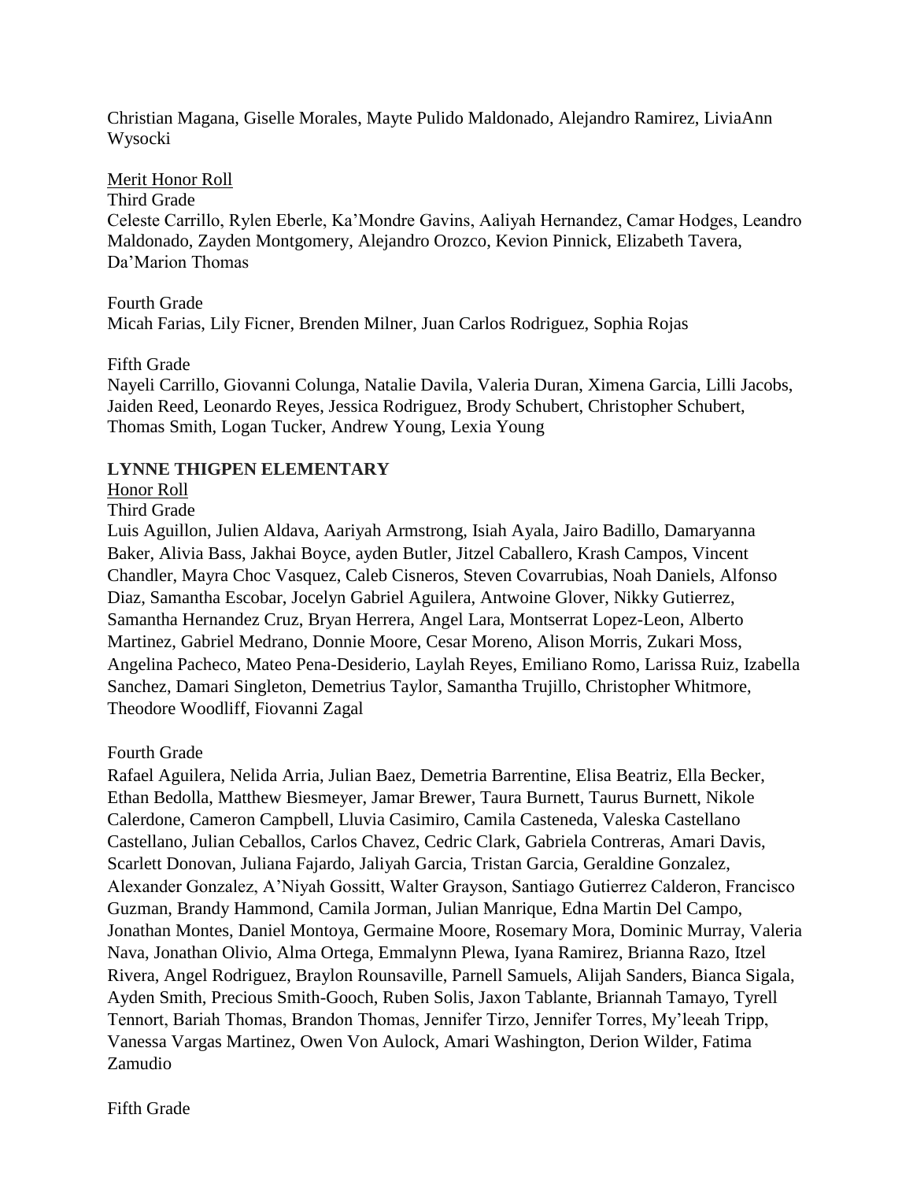Christian Magana, Giselle Morales, Mayte Pulido Maldonado, Alejandro Ramirez, LiviaAnn Wysocki

Merit Honor Roll

Third Grade

Celeste Carrillo, Rylen Eberle, Ka'Mondre Gavins, Aaliyah Hernandez, Camar Hodges, Leandro Maldonado, Zayden Montgomery, Alejandro Orozco, Kevion Pinnick, Elizabeth Tavera, Da'Marion Thomas

Fourth Grade

Micah Farias, Lily Ficner, Brenden Milner, Juan Carlos Rodriguez, Sophia Rojas

Fifth Grade

Nayeli Carrillo, Giovanni Colunga, Natalie Davila, Valeria Duran, Ximena Garcia, Lilli Jacobs, Jaiden Reed, Leonardo Reyes, Jessica Rodriguez, Brody Schubert, Christopher Schubert, Thomas Smith, Logan Tucker, Andrew Young, Lexia Young

**LYNNE THIGPEN ELEMENTARY**

Honor Roll

Third Grade

Luis Aguillon, Julien Aldava, Aariyah Armstrong, Isiah Ayala, Jairo Badillo, Damaryanna Baker, Alivia Bass, Jakhai Boyce, ayden Butler, Jitzel Caballero, Krash Campos, Vincent Chandler, Mayra Choc Vasquez, Caleb Cisneros, Steven Covarrubias, Noah Daniels, Alfonso Diaz, Samantha Escobar, Jocelyn Gabriel Aguilera, Antwoine Glover, Nikky Gutierrez, Samantha Hernandez Cruz, Bryan Herrera, Angel Lara, Montserrat Lopez-Leon, Alberto Martinez, Gabriel Medrano, Donnie Moore, Cesar Moreno, Alison Morris, Zukari Moss, Angelina Pacheco, Mateo Pena-Desiderio, Laylah Reyes, Emiliano Romo, Larissa Ruiz, Izabella Sanchez, Damari Singleton, Demetrius Taylor, Samantha Trujillo, Christopher Whitmore, Theodore Woodliff, Fiovanni Zagal

Fourth Grade

Rafael Aguilera, Nelida Arria, Julian Baez, Demetria Barrentine, Elisa Beatriz, Ella Becker, Ethan Bedolla, Matthew Biesmeyer, Jamar Brewer, Taura Burnett, Taurus Burnett, Nikole Calerdone, Cameron Campbell, Lluvia Casimiro, Camila Casteneda, Valeska Castellano Castellano, Julian Ceballos, Carlos Chavez, Cedric Clark, Gabriela Contreras, Amari Davis, Scarlett Donovan, Juliana Fajardo, Jaliyah Garcia, Tristan Garcia, Geraldine Gonzalez, Alexander Gonzalez, A'Niyah Gossitt, Walter Grayson, Santiago Gutierrez Calderon, Francisco Guzman, Brandy Hammond, Camila Jorman, Julian Manrique, Edna Martin Del Campo, Jonathan Montes, Daniel Montoya, Germaine Moore, Rosemary Mora, Dominic Murray, Valeria Nava, Jonathan Olivio, Alma Ortega, Emmalynn Plewa, Iyana Ramirez, Brianna Razo, Itzel Rivera, Angel Rodriguez, Braylon Rounsaville, Parnell Samuels, Alijah Sanders, Bianca Sigala, Ayden Smith, Precious Smith-Gooch, Ruben Solis, Jaxon Tablante, Briannah Tamayo, Tyrell Tennort, Bariah Thomas, Brandon Thomas, Jennifer Tirzo, Jennifer Torres, My'leeah Tripp, Vanessa Vargas Martinez, Owen Von Aulock, Amari Washington, Derion Wilder, Fatima Zamudio

Fifth Grade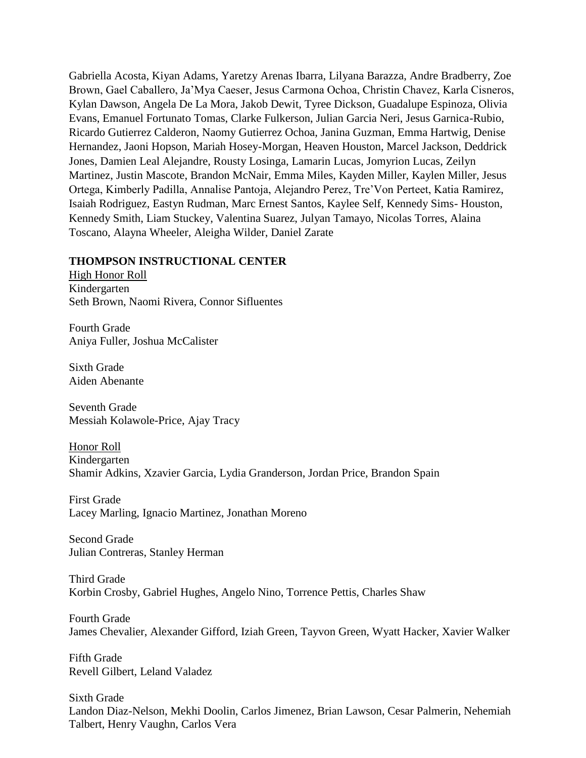Gabriella Acosta, Kiyan Adams, Yaretzy Arenas Ibarra, Lilyana Barazza, Andre Bradberry, Zoe Brown, Gael Caballero, Ja'Mya Caeser, Jesus Carmona Ochoa, Christin Chavez, Karla Cisneros, Kylan Dawson, Angela De La Mora, Jakob Dewit, Tyree Dickson, Guadalupe Espinoza, Olivia Evans, Emanuel Fortunato Tomas, Clarke Fulkerson, Julian Garcia Neri, Jesus Garnica-Rubio, Ricardo Gutierrez Calderon, Naomy Gutierrez Ochoa, Janina Guzman, Emma Hartwig, Denise Hernandez, Jaoni Hopson, Mariah Hosey-Morgan, Heaven Houston, Marcel Jackson, Deddrick Jones, Damien Leal Alejandre, Rousty Losinga, Lamarin Lucas, Jomyrion Lucas, Zeilyn Martinez, Justin Mascote, Brandon McNair, Emma Miles, Kayden Miller, Kaylen Miller, Jesus Ortega, Kimberly Padilla, Annalise Pantoja, Alejandro Perez, Tre'Von Perteet, Katia Ramirez, Isaiah Rodriguez, Eastyn Rudman, Marc Ernest Santos, Kaylee Self, Kennedy Sims- Houston, Kennedy Smith, Liam Stuckey, Valentina Suarez, Julyan Tamayo, Nicolas Torres, Alaina Toscano, Alayna Wheeler, Aleigha Wilder, Daniel Zarate

**THOMPSON INSTRUCTIONAL CENTER**

High Honor Roll

Kindergarten
Seth Brown, Naomi Rivera, Connor Sifluentes

Fourth Grade
Aniya Fuller, Joshua McCalister

Sixth Grade
Aiden Abenante

Seventh Grade
Messiah Kolawole-Price, Ajay Tracy

Honor Roll

Kindergarten
Shamir Adkins, Xzavier Garcia, Lydia Granderson, Jordan Price, Brandon Spain

First Grade
Lacey Marling, Ignacio Martinez, Jonathan Moreno

Second Grade
Julian Contreras, Stanley Herman

Third Grade
Korbin Crosby, Gabriel Hughes, Angelo Nino, Torrence Pettis, Charles Shaw

Fourth Grade
James Chevalier, Alexander Gifford, Iziah Green, Tayvon Green, Wyatt Hacker, Xavier Walker

Fifth Grade
Revell Gilbert, Leland Valadez

Sixth Grade
Landon Diaz-Nelson, Mekhi Doolin, Carlos Jimenez, Brian Lawson, Cesar Palmerin, Nehemiah Talbert, Henry Vaughn, Carlos Vera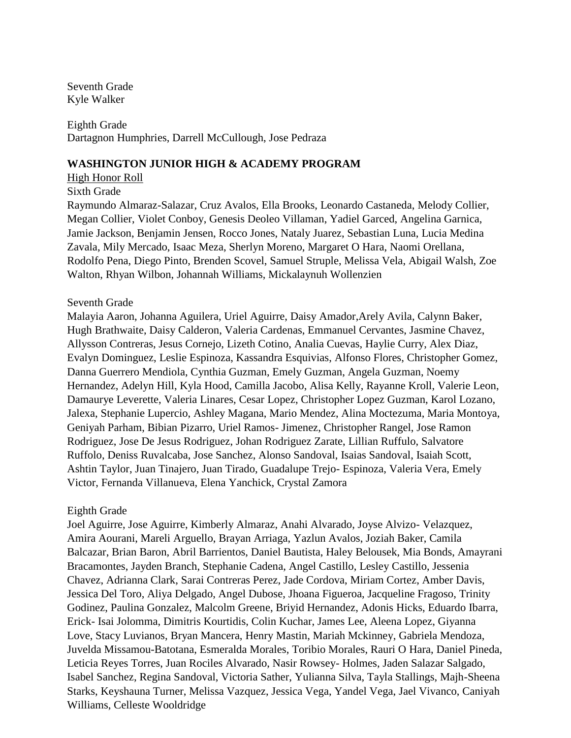Seventh Grade
Kyle Walker

Eighth Grade
Dartagnon Humphries, Darrell McCullough, Jose Pedraza

**WASHINGTON JUNIOR HIGH & ACADEMY PROGRAM**

High Honor Roll

Sixth Grade
Raymundo Almaraz-Salazar, Cruz Avalos, Ella Brooks, Leonardo Castaneda, Melody Collier, Megan Collier, Violet Conboy, Genesis Deoleo Villaman, Yadiel Garced, Angelina Garnica, Jamie Jackson, Benjamin Jensen, Rocco Jones, Nataly Juarez, Sebastian Luna, Lucia Medina Zavala, Mily Mercado, Isaac Meza, Sherlyn Moreno, Margaret O Hara, Naomi Orellana, Rodolfo Pena, Diego Pinto, Brenden Scovel, Samuel Struple, Melissa Vela, Abigail Walsh, Zoe Walton, Rhyan Wilbon, Johannah Williams, Mickalaynuh Wollenzien

Seventh Grade
Malayia Aaron, Johanna Aguilera, Uriel Aguirre, Daisy Amador,Arely Avila, Calynn Baker, Hugh Brathwaite, Daisy Calderon, Valeria Cardenas, Emmanuel Cervantes, Jasmine Chavez, Allysson Contreras, Jesus Cornejo, Lizeth Cotino, Analia Cuevas, Haylie Curry, Alex Diaz, Evalyn Dominguez, Leslie Espinoza, Kassandra Esquivias, Alfonso Flores, Christopher Gomez, Danna Guerrero Mendiola, Cynthia Guzman, Emely Guzman, Angela Guzman, Noemy Hernandez, Adelyn Hill, Kyla Hood, Camilla Jacobo, Alisa Kelly, Rayanne Kroll, Valerie Leon, Damaurye Leverette, Valeria Linares, Cesar Lopez, Christopher Lopez Guzman, Karol Lozano, Jalexa, Stephanie Lupercio, Ashley Magana, Mario Mendez, Alina Moctezuma, Maria Montoya, Geniyah Parham, Bibian Pizarro, Uriel Ramos- Jimenez, Christopher Rangel, Jose Ramon Rodriguez, Jose De Jesus Rodriguez, Johan Rodriguez Zarate, Lillian Ruffulo, Salvatore Ruffolo, Deniss Ruvalcaba, Jose Sanchez, Alonso Sandoval, Isaias Sandoval, Isaiah Scott, Ashtin Taylor, Juan Tinajero, Juan Tirado, Guadalupe Trejo- Espinoza, Valeria Vera, Emely Victor, Fernanda Villanueva, Elena Yanchick, Crystal Zamora

Eighth Grade
Joel Aguirre, Jose Aguirre, Kimberly Almaraz, Anahi Alvarado, Joyse Alvizo- Velazquez, Amira Aourani, Mareli Arguello, Brayan Arriaga, Yazlun Avalos, Joziah Baker, Camila Balcazar, Brian Baron, Abril Barrientos, Daniel Bautista, Haley Belousek, Mia Bonds, Amayrani Bracamontes, Jayden Branch, Stephanie Cadena, Angel Castillo, Lesley Castillo, Jessenia Chavez, Adrianna Clark, Sarai Contreras Perez, Jade Cordova, Miriam Cortez, Amber Davis, Jessica Del Toro, Aliya Delgado, Angel Dubose, Jhoana Figueroa, Jacqueline Fragoso, Trinity Godinez, Paulina Gonzalez, Malcolm Greene, Briyid Hernandez, Adonis Hicks, Eduardo Ibarra, Erick- Isai Jolomma, Dimitris Kourtidis, Colin Kuchar, James Lee, Aleena Lopez, Giyanna Love, Stacy Luvianos, Bryan Mancera, Henry Mastin, Mariah Mckinney, Gabriela Mendoza, Juvelda Missamou-Batotana, Esmeralda Morales, Toribio Morales, Rauri O Hara, Daniel Pineda, Leticia Reyes Torres, Juan Rociles Alvarado, Nasir Rowsey- Holmes, Jaden Salazar Salgado, Isabel Sanchez, Regina Sandoval, Victoria Sather, Yulianna Silva, Tayla Stallings, Majh-Sheena Starks, Keyshauna Turner, Melissa Vazquez, Jessica Vega, Yandel Vega, Jael Vivanco, Caniyah Williams, Celleste Wooldridge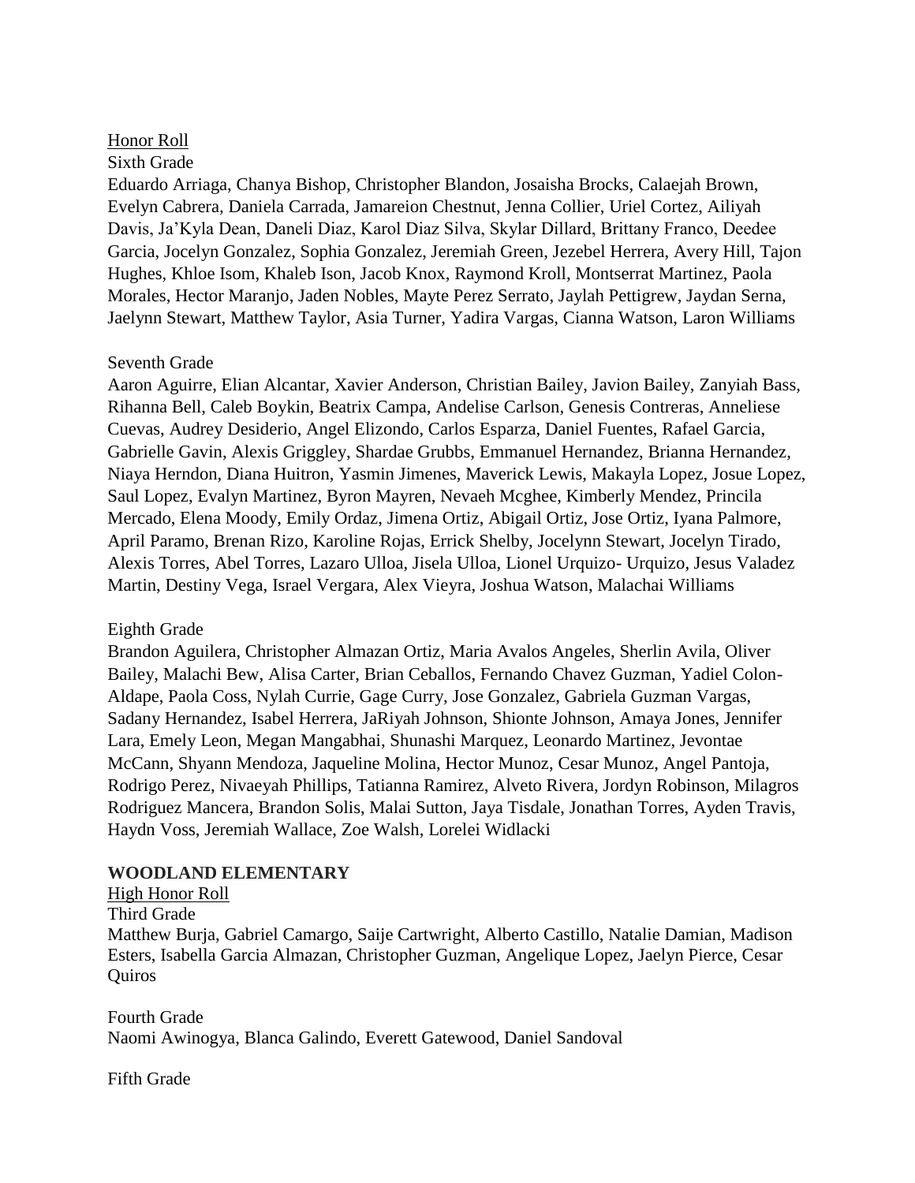Honor Roll

Sixth Grade

Eduardo Arriaga, Chanya Bishop, Christopher Blandon, Josaisha Brocks, Calaejah Brown, Evelyn Cabrera, Daniela Carrada, Jamareion Chestnut, Jenna Collier, Uriel Cortez, Ailiyah Davis, Ja'Kyla Dean, Daneli Diaz, Karol Diaz Silva, Skylar Dillard, Brittany Franco, Deedee Garcia, Jocelyn Gonzalez, Sophia Gonzalez, Jeremiah Green, Jezebel Herrera, Avery Hill, Tajon Hughes, Khloe Isom, Khaleb Ison, Jacob Knox, Raymond Kroll, Montserrat Martinez, Paola Morales, Hector Maranjo, Jaden Nobles, Mayte Perez Serrato, Jaylah Pettigrew, Jaydan Serna, Jaelynn Stewart, Matthew Taylor, Asia Turner, Yadira Vargas, Cianna Watson, Laron Williams

Seventh Grade

Aaron Aguirre, Elian Alcantar, Xavier Anderson, Christian Bailey, Javion Bailey, Zanyiah Bass, Rihanna Bell, Caleb Boykin, Beatrix Campa, Andelise Carlson, Genesis Contreras, Anneliese Cuevas, Audrey Desiderio, Angel Elizondo, Carlos Esparza, Daniel Fuentes, Rafael Garcia, Gabrielle Gavin, Alexis Griggley, Shardae Grubbs, Emmanuel Hernandez, Brianna Hernandez, Niaya Herndon, Diana Huitron, Yasmin Jimenes, Maverick Lewis, Makayla Lopez, Josue Lopez, Saul Lopez, Evalyn Martinez, Byron Mayren, Nevaeh Mcghee, Kimberly Mendez, Princila Mercado, Elena Moody, Emily Ordaz, Jimena Ortiz, Abigail Ortiz, Jose Ortiz, Iyana Palmore, April Paramo, Brenan Rizo, Karoline Rojas, Errick Shelby, Jocelynn Stewart, Jocelyn Tirado, Alexis Torres, Abel Torres, Lazaro Ulloa, Jisela Ulloa, Lionel Urquizo- Urquizo, Jesus Valadez Martin, Destiny Vega, Israel Vergara, Alex Vieyra, Joshua Watson, Malachai Williams

Eighth Grade

Brandon Aguilera, Christopher Almazan Ortiz, Maria Avalos Angeles, Sherlin Avila, Oliver Bailey, Malachi Bew, Alisa Carter, Brian Ceballos, Fernando Chavez Guzman, Yadiel Colon-Aldape, Paola Coss, Nylah Currie, Gage Curry, Jose Gonzalez, Gabriela Guzman Vargas, Sadany Hernandez, Isabel Herrera, JaRiyah Johnson, Shionte Johnson, Amaya Jones, Jennifer Lara, Emely Leon, Megan Mangabhai, Shunashi Marquez, Leonardo Martinez, Jevontae McCann, Shyann Mendoza, Jaqueline Molina, Hector Munoz, Cesar Munoz, Angel Pantoja, Rodrigo Perez, Nivaeyah Phillips, Tatianna Ramirez, Alveto Rivera, Jordyn Robinson, Milagros Rodriguez Mancera, Brandon Solis, Malai Sutton, Jaya Tisdale, Jonathan Torres, Ayden Travis, Haydn Voss, Jeremiah Wallace, Zoe Walsh, Lorelei Widlacki

**WOODLAND ELEMENTARY**

High Honor Roll

Third Grade

Matthew Burja, Gabriel Camargo, Saije Cartwright, Alberto Castillo, Natalie Damian, Madison Esters, Isabella Garcia Almazan, Christopher Guzman, Angelique Lopez, Jaelyn Pierce, Cesar Quiros

Fourth Grade

Naomi Awinogya, Blanca Galindo, Everett Gatewood, Daniel Sandoval

Fifth Grade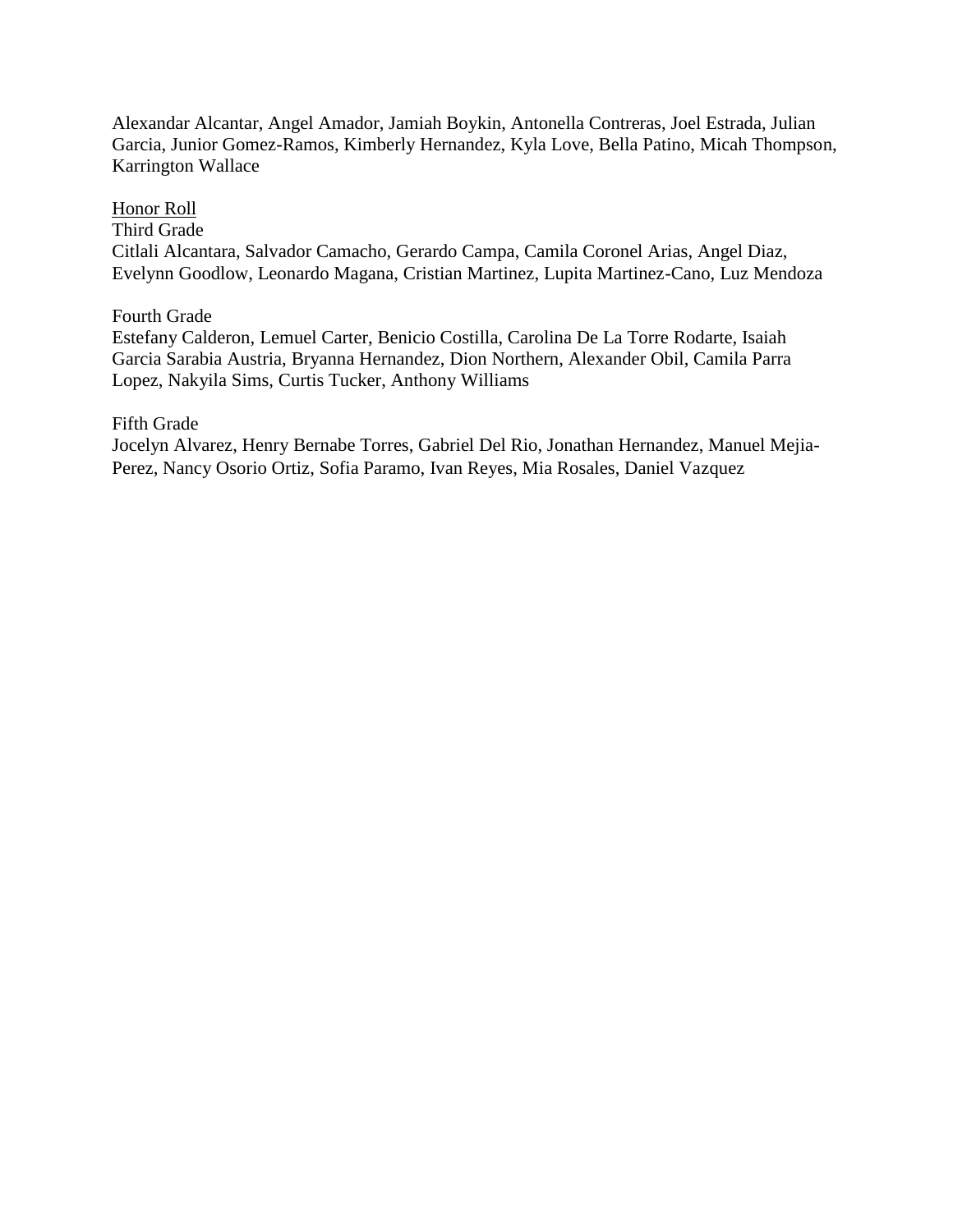Alexandar Alcantar, Angel Amador, Jamiah Boykin, Antonella Contreras, Joel Estrada, Julian Garcia, Junior Gomez-Ramos, Kimberly Hernandez, Kyla Love, Bella Patino, Micah Thompson, Karrington Wallace

<u>Honor Roll</u>

Third Grade

Citlali Alcantara, Salvador Camacho, Gerardo Campa, Camila Coronel Arias, Angel Diaz, Evelynn Goodlow, Leonardo Magana, Cristian Martinez, Lupita Martinez-Cano, Luz Mendoza

Fourth Grade

Estefany Calderon, Lemuel Carter, Benicio Costilla, Carolina De La Torre Rodarte, Isaiah Garcia Sarabia Austria, Bryanna Hernandez, Dion Northern, Alexander Obil, Camila Parra Lopez, Nakyila Sims, Curtis Tucker, Anthony Williams

Fifth Grade

Jocelyn Alvarez, Henry Bernabe Torres, Gabriel Del Rio, Jonathan Hernandez, Manuel Mejia-Perez, Nancy Osorio Ortiz, Sofia Paramo, Ivan Reyes, Mia Rosales, Daniel Vazquez